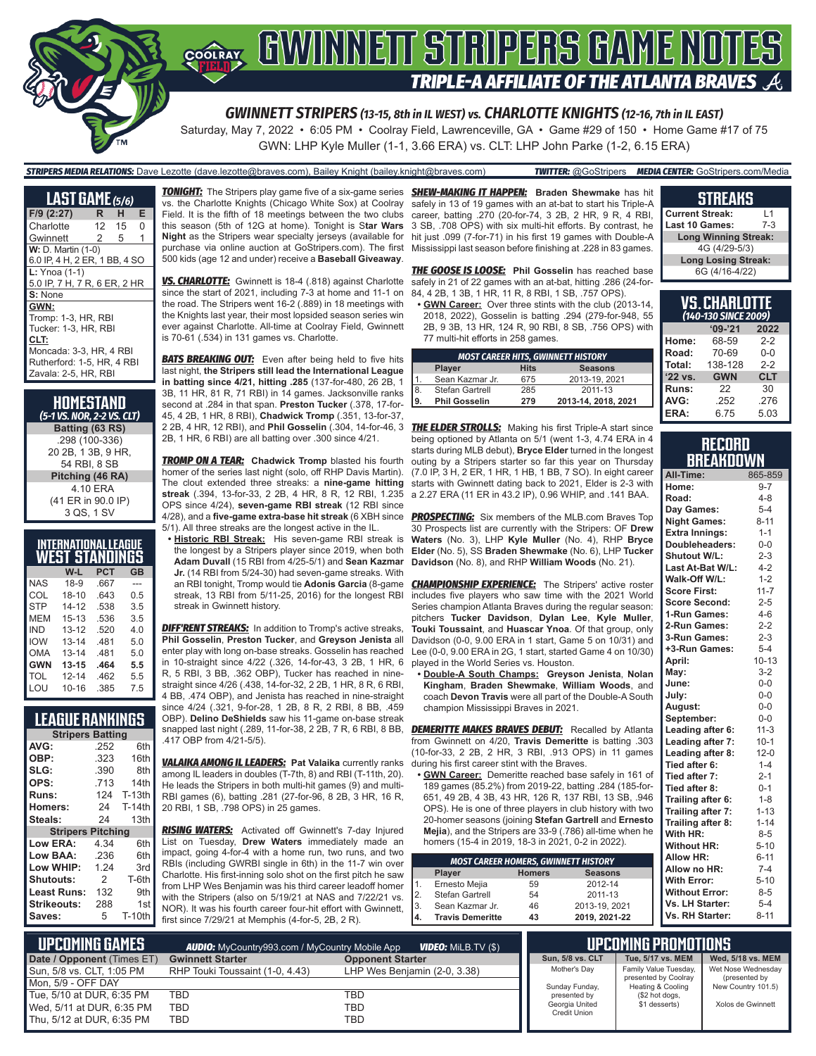# GWINNETT STRIPERS GAME NOTES

## TRIPLE-A AFFILIATE OF THE ATLANTA BRAVES

### GWINNETT STRIPERS (13-15, 8th in IL WEST) vs. CHARLOTTE KNIGHTS (12-16, 7th in IL EAST)

Saturday, May 7, 2022 • 6:05 PM • Coolray Field, Lawrenceville, GA • Game #29 of 150 • Home Game #17 of 75

GWN: LHP Kyle Muller (1-1, 3.66 ERA) vs. CLT: LHP John Parke (1-2, 6.15 ERA)

*STRIPERS MEDIA RELATIONS:* Dave Lezotte (dave.lezotte@braves.com), Bailey Knight (bailey.knight@braves.com) *TWITTER:* @GoStripers *MEDIA CENTER:* GoStripers.com/Media

## LAST GAME (5/6)

| F/9 (2:27) | R | H | E |
|---|---|---|---|
| Charlotte | 12 | 15 | 0 |
| Gwinnett | 2 | 5 | 1 |

**W:** D. Martin (1-0)
6.0 IP, 4 H, 2 ER, 1 BB, 4 SO

**L:** Ynoa (1-1)
5.0 IP, 7 H, 7 R, 6 ER, 2 HR

**S:** None

**GWN:**
Tromp: 1-3, HR, RBI
Tucker: 1-3, HR, RBI

**CLT:**
Moncada: 3-3, HR, 4 RBI
Rutherford: 1-5, HR, 4 RBI
Zavala: 2-5, HR, RBI

## HOMESTAND
*(5-1 VS. NOR, 2-2 VS. CLT)*

**Batting (63 RS)**
.298 (100-336)
20 2B, 1 3B, 9 HR,
54 RBI, 8 SB

**Pitching (46 RA)**
4.10 ERA
(41 ER in 90.0 IP)
3 QS, 1 SV

## INTERNATIONAL LEAGUE WEST STANDINGS

| | W-L | PCT | GB |
|---|---|---|---|
| NAS | 18-9 | .667 | --- |
| COL | 18-10 | .643 | 0.5 |
| STP | 14-12 | .538 | 3.5 |
| MEM | 15-13 | .536 | 3.5 |
| IND | 13-12 | .520 | 4.0 |
| IOW | 13-14 | .481 | 5.0 |
| OMA | 13-14 | .481 | 5.0 |
| **GWN** | **13-15** | **.464** | **5.5** |
| TOL | 12-14 | .462 | 5.5 |
| LOU | 10-16 | .385 | 7.5 |

## LEAGUE RANKINGS

| Stripers Batting | | |
|---|---|---|
| AVG: | .252 | 6th |
| OBP: | .323 | 16th |
| SLG: | .390 | 8th |
| OPS: | .713 | 14th |
| Runs: | 124 | T-13th |
| Homers: | 24 | T-14th |
| Steals: | 24 | 13th |
| **Stripers Pitching** | | |
| Low ERA: | 4.34 | 6th |
| Low BAA: | .236 | 6th |
| Low WHIP: | 1.24 | 3rd |
| Shutouts: | 2 | T-6th |
| Least Runs: | 132 | 9th |
| Strikeouts: | 288 | 1st |
| Saves: | 5 | T-10th |

***TONIGHT:*** The Stripers play game five of a six-game series vs. the Charlotte Knights (Chicago White Sox) at Coolray Field. It is the fifth of 18 meetings between the two clubs this season (5th of 12G at home). Tonight is **Star Wars Night** as the Stripers wear specialty jerseys (available for purchase via online auction at GoStripers.com). The first 500 kids (age 12 and under) receive a **Baseball Giveaway**.

***VS. CHARLOTTE:*** Gwinnett is 18-4 (.818) against Charlotte since the start of 2021, including 7-3 at home and 11-1 on the road. The Stripers went 16-2 (.889) in 18 meetings with the Knights last year, their most lopsided season series win ever against Charlotte. All-time at Coolray Field, Gwinnett is 70-61 (.534) in 131 games vs. Charlotte.

***BATS BREAKING OUT:*** Even after being held to five hits last night, **the Stripers still lead the International League in batting since 4/21, hitting .285** (137-for-480, 26 2B, 1 3B, 11 HR, 81 R, 71 RBI) in 14 games. Jacksonville ranks second at .284 in that span. **Preston Tucker** (.378, 17-for-45, 4 2B, 1 HR, 8 RBI), **Chadwick Tromp** (.351, 13-for-37, 2 2B, 4 HR, 12 RBI), and **Phil Gosselin** (.304, 14-for-46, 3 2B, 1 HR, 6 RBI) are all batting over .300 since 4/21.

***TROMP ON A TEAR:*** **Chadwick Tromp** blasted his fourth homer of the series last night (solo, off RHP Davis Martin). The clout extended three streaks: a **nine-game hitting streak** (.394, 13-for-33, 2 2B, 4 HR, 8 R, 12 RBI, 1.235 OPS since 4/24), **seven-game RBI streak** (12 RBI since 4/28), and a **five-game extra-base hit streak** (6 XBH since 5/1). All three streaks are the longest active in the IL.

- **Historic RBI Streak:** His seven-game RBI streak is the longest by a Stripers player since 2019, when both **Adam Duvall** (15 RBI from 4/25-5/1) and **Sean Kazmar Jr.** (14 RBI from 5/24-30) had seven-game streaks. With an RBI tonight, Tromp would tie **Adonis Garcia** (8-game streak, 13 RBI from 5/11-25, 2016) for the longest RBI streak in Gwinnett history.

***DIFF'RENT STREAKS:*** In addition to Tromp's active streaks, **Phil Gosselin**, **Preston Tucker**, and **Greyson Jenista** all enter play with long on-base streaks. Gosselin has reached in 10-straight since 4/22 (.326, 14-for-43, 3 2B, 1 HR, 6 R, 5 RBI, 3 BB, .362 OBP), Tucker has reached in nine-straight since 4/26 (.438, 14-for-32, 2 2B, 1 HR, 8 R, 6 RBI, 4 BB, .474 OBP), and Jenista has reached in nine-straight since 4/24 (.321, 9-for-28, 1 2B, 8 R, 2 RBI, 8 BB, .459 OBP). **Delino DeShields** saw his 11-game on-base streak snapped last night (.289, 11-for-38, 2 2B, 7 R, 6 RBI, 8 BB, .417 OBP from 4/21-5/5).

***VALAIKA AMONG IL LEADERS:*** **Pat Valaika** currently ranks among IL leaders in doubles (T-7th, 8) and RBI (T-11th, 20). He leads the Stripers in both multi-hit games (9) and multi-RBI games (6), batting .281 (27-for-96, 8 2B, 3 HR, 16 R, 20 RBI, 1 SB, .798 OPS) in 25 games.

***RISING WATERS:*** Activated off Gwinnett's 7-day Injured List on Tuesday, **Drew Waters** immediately made an impact, going 4-for-4 with a home run, two runs, and two RBIs (including GWRBI single in 6th) in the 11-7 win over Charlotte. His first-inning solo shot on the first pitch he saw from LHP Wes Benjamin was his third career leadoff homer with the Stripers (also on 5/19/21 at NAS and 7/22/21 vs. NOR). It was his fourth career four-hit effort with Gwinnett, first since 7/29/21 at Memphis (4-for-5, 2B, 2 R).

***SHEW-MAKING IT HAPPEN:*** **Braden Shewmake** has hit safely in 13 of 19 games with an at-bat to start his Triple-A career, batting .270 (20-for-74, 3 2B, 2 HR, 9 R, 4 RBI, 3 SB, .708 OPS) with six multi-hit efforts. By contrast, he hit just .099 (7-for-71) in his first 19 games with Double-A Mississippi last season before finishing at .228 in 83 games.

***THE GOOSE IS LOOSE:*** **Phil Gosselin** has reached base safely in 21 of 22 games with an at-bat, hitting .286 (24-for-84, 4 2B, 1 3B, 1 HR, 11 R, 8 RBI, 1 SB, .757 OPS).

- **GWN Career:** Over three stints with the club (2013-14, 2018, 2022), Gosselin is batting .294 (279-for-948, 55 2B, 9 3B, 13 HR, 124 R, 90 RBI, 8 SB, .756 OPS) with 77 multi-hit efforts in 258 games.

**MOST CAREER HITS, GWINNETT HISTORY**

| | Player | Hits | Seasons |
|---|---|---|---|
| 1. | Sean Kazmar Jr. | 675 | 2013-19, 2021 |
| 8. | Stefan Gartrell | 285 | 2011-13 |
| **9.** | **Phil Gosselin** | **279** | **2013-14, 2018, 2021** |

***THE ELDER STROLLS:*** Making his first Triple-A start since being optioned by Atlanta on 5/1 (went 1-3, 4.74 ERA in 4 starts during MLB debut), **Bryce Elder** turned in the longest outing by a Stripers starter so far this year on Thursday (7.0 IP, 3 H, 2 ER, 1 HR, 1 HB, 1 BB, 7 SO). In eight career starts with Gwinnett dating back to 2021, Elder is 2-3 with a 2.27 ERA (11 ER in 43.2 IP), 0.96 WHIP, and .141 BAA.

***PROSPECTING:*** Six members of the MLB.com Braves Top 30 Prospects list are currently with the Stripers: OF **Drew Waters** (No. 3), LHP **Kyle Muller** (No. 4), RHP **Bryce Elder** (No. 5), SS **Braden Shewmake** (No. 6), LHP **Tucker Davidson** (No. 8), and RHP **William Woods** (No. 21).

***CHAMPIONSHIP EXPERIENCE:*** The Stripers' active roster includes five players who saw time with the 2021 World Series champion Atlanta Braves during the regular season: pitchers **Tucker Davidson**, **Dylan Lee**, **Kyle Muller**, **Touki Toussaint**, and **Huascar Ynoa**. Of that group, only Davidson (0-0, 9.00 ERA in 1 start, Game 5 on 10/31) and Lee (0-0, 9.00 ERA in 2G, 1 start, started Game 4 on 10/30) played in the World Series vs. Houston.

- **Double-A South Champs:** **Greyson Jenista**, **Nolan Kingham**, **Braden Shewmake**, **William Woods**, and coach **Devon Travis** were all part of the Double-A South champion Mississippi Braves in 2021.

***DEMERITTE MAKES BRAVES DEBUT:*** Recalled by Atlanta from Gwinnett on 4/20, **Travis Demeritte** is batting .303 (10-for-33, 2 2B, 2 HR, 3 RBI, .913 OPS) in 11 games during his first career stint with the Braves.

- **GWN Career:** Demeritte reached base safely in 161 of 189 games (85.2%) from 2019-22, batting .284 (185-for-651, 49 2B, 4 3B, 43 HR, 126 R, 137 RBI, 13 SB, .946 OPS). He is one of three players in club history with two 20-homer seasons (joining **Stefan Gartrell** and **Ernesto Mejia**), and the Stripers are 33-9 (.786) all-time when he homers (15-4 in 2019, 18-3 in 2021, 0-2 in 2022).

**MOST CAREER HOMERS, GWINNETT HISTORY**

| | Player | Homers | Seasons |
|---|---|---|---|
| 1. | Ernesto Mejia | 59 | 2012-14 |
| 2. | Stefan Gartrell | 54 | 2011-13 |
| 3. | Sean Kazmar Jr. | 46 | 2013-19, 2021 |
| **4.** | **Travis Demeritte** | **43** | **2019, 2021-22** |

## STREAKS

| | |
|---|---|
| Current Streak: | L1 |
| Last 10 Games: | 7-3 |
| **Long Winning Streak:** | |
| 4G (4/29-5/3) | |
| **Long Losing Streak:** | |
| 6G (4/16-4/22) | |

## VS. CHARLOTTE
*(140-130 SINCE 2009)*

| | '09-'21 | 2022 |
|---|---|---|
| Home: | 68-59 | 2-2 |
| Road: | 70-69 | 0-0 |
| Total: | 138-128 | 2-2 |
| **'22 vs.** | **GWN** | **CLT** |
| Runs: | 22 | 30 |
| AVG: | .252 | .276 |
| ERA: | 6.75 | 5.03 |

## RECORD BREAKDOWN

| | |
|---|---|
| All-Time: | 865-859 |
| Home: | 9-7 |
| Road: | 4-8 |
| Day Games: | 5-4 |
| Night Games: | 8-11 |
| Extra Innings: | 1-1 |
| Doubleheaders: | 0-0 |
| Shutout W/L: | 2-3 |
| Last At-Bat W/L: | 4-2 |
| Walk-Off W/L: | 1-2 |
| Score First: | 11-7 |
| Score Second: | 2-5 |
| 1-Run Games: | 4-6 |
| 2-Run Games: | 2-2 |
| 3-Run Games: | 2-3 |
| +3-Run Games: | 5-4 |
| April: | 10-13 |
| May: | 3-2 |
| June: | 0-0 |
| July: | 0-0 |
| August: | 0-0 |
| September: | 0-0 |
| Leading after 6: | 11-3 |
| Leading after 7: | 10-1 |
| Leading after 8: | 12-0 |
| Tied after 6: | 1-4 |
| Tied after 7: | 2-1 |
| Tied after 8: | 0-1 |
| Trailing after 6: | 1-8 |
| Trailing after 7: | 1-13 |
| Trailing after 8: | 1-14 |
| With HR: | 8-5 |
| Without HR: | 5-10 |
| Allow HR: | 6-11 |
| Allow no HR: | 7-4 |
| With Error: | 5-10 |
| Without Error: | 8-5 |
| Vs. LH Starter: | 5-4 |
| Vs. RH Starter: | 8-11 |

## UPCOMING GAMES

*AUDIO:* MyCountry993.com / MyCountry Mobile App *VIDEO:* MiLB.TV ($)

| Date / Opponent (Times ET) | Gwinnett Starter | Opponent Starter |
|---|---|---|
| Sun, 5/8 vs. CLT, 1:05 PM | RHP Touki Toussaint (1-0, 4.43) | LHP Wes Benjamin (2-0, 3.38) |
| Mon, 5/9 - OFF DAY | | |
| Tue, 5/10 at DUR, 6:35 PM | TBD | TBD |
| Wed, 5/11 at DUR, 6:35 PM | TBD | TBD |
| Thu, 5/12 at DUR, 6:35 PM | TBD | TBD |

## UPCOMING PROMOTIONS

| Sun, 5/8 vs. CLT | Tue, 5/17 vs. MEM | Wed, 5/18 vs. MEM |
|---|---|---|
| Mother's Day<br><br>Sunday Funday, presented by Georgia United Credit Union | Family Value Tuesday, presented by Coolray Heating & Cooling ($2 hot dogs, $1 desserts) | Wet Nose Wednesday (presented by New Country 101.5)<br><br>Xolos de Gwinnett |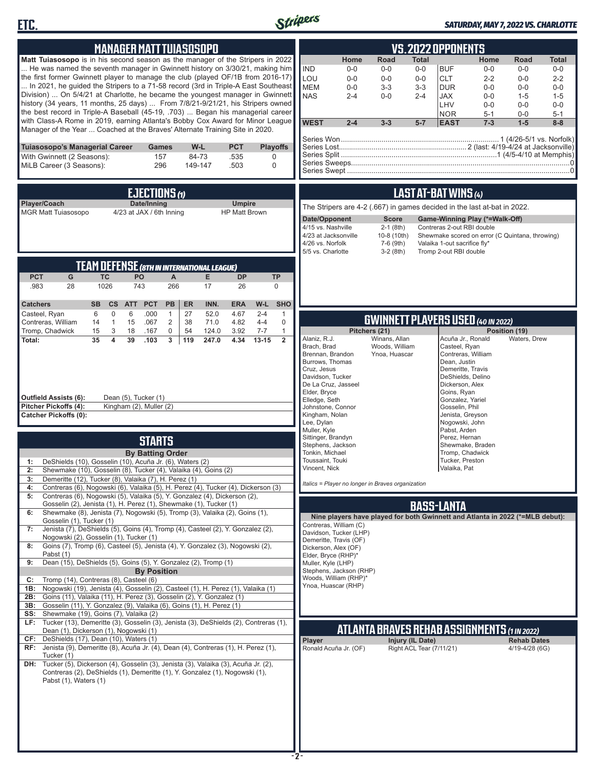## MANAGER MATT TUIASOSOPO

**Matt Tuiasosopo** is in his second season as the manager of the Stripers in 2022 ... He was named the seventh manager in Gwinnett history on 3/30/21, making him the first former Gwinnett player to manage the club (played OF/1B from 2016-17) ... In 2021, he guided the Stripers to a 71-58 record (3rd in Triple-A East Southeast Division) ... On 5/4/21 at Charlotte, he became the youngest manager in Gwinnett history (34 years, 11 months, 25 days) ... From 7/8/21-9/21/21, his Stripers owned the best record in Triple-A Baseball (45-19, .703) ... Began his managerial career with Class-A Rome in 2019, earning Atlanta's Bobby Cox Award for Minor League Manager of the Year ... Coached at the Braves' Alternate Training Site in 2020.

| Tuiasosopo's Managerial Career | Games | W-L | PCT | Playoffs |
|---|---|---|---|---|
| With Gwinnett (2 Seasons): | 157 | 84-73 | .535 | 0 |
| MiLB Career (3 Seasons): | 296 | 149-147 | .503 | 0 |

## EJECTIONS (1)

| Player/Coach | Date/Inning | Umpire |
|---|---|---|
| MGR Matt Tuiasosopo | 4/23 at JAX / 6th Inning | HP Matt Brown |

## TEAM DEFENSE (8TH IN INTERNATIONAL LEAGUE)

| PCT | G | TC | PO | A | E | DP | TP |
|---|---|---|---|---|---|---|---|
| .983 | 28 | 1026 | 743 | 266 | 17 | 26 | 0 |

| Catchers | SB | CS | ATT | PCT | PB | ER | INN. | ERA | W-L | SHO |
|---|---|---|---|---|---|---|---|---|---|---|
| Casteel, Ryan | 6 | 0 | 6 | .000 | 1 | 27 | 52.0 | 4.67 | 2-4 | 1 |
| Contreras, William | 14 | 1 | 15 | .067 | 2 | 38 | 71.0 | 4.82 | 4-4 | 0 |
| Tromp, Chadwick | 15 | 3 | 18 | .167 | 0 | 54 | 124.0 | 3.92 | 7-7 | 1 |
| **Total:** | 35 | 4 | 39 | .103 | 3 | 119 | 247.0 | 4.34 | 13-15 | 2 |

**Outfield Assists (6):** Dean (5), Tucker (1)
**Pitcher Pickoffs (4):** Kingham (2), Muller (2)
**Catcher Pickoffs (0):**

## STARTS

**By Batting Order**

| | |
|---|---|
| 1: | DeShields (10), Gosselin (10), Acuña Jr. (6), Waters (2) |
| 2: | Shewmake (10), Gosselin (8), Tucker (4), Valaika (4), Goins (2) |
| 3: | Demeritte (12), Tucker (8), Valaika (7), H. Perez (1) |
| 4: | Contreras (6), Nogowski (6), Valaika (5), H. Perez (4), Tucker (4), Dickerson (3) |
| 5: | Contreras (6), Nogowski (5), Valaika (5), Y. Gonzalez (4), Dickerson (2), Gosselin (2), Jenista (1), H. Perez (1), Shewmake (1), Tucker (1) |
| 6: | Shewmake (8), Jenista (7), Nogowski (5), Tromp (3), Valaika (2), Goins (1), Gosselin (1), Tucker (1) |
| 7: | Jenista (7), DeShields (5), Goins (4), Tromp (4), Casteel (2), Y. Gonzalez (2), Nogowski (2), Gosselin (1), Tucker (1) |
| 8: | Goins (7), Tromp (6), Casteel (5), Jenista (4), Y. Gonzalez (3), Nogowski (2), Pabst (1) |
| 9: | Dean (15), DeShields (5), Goins (5), Y. Gonzalez (2), Tromp (1) |

**By Position**

| | |
|---|---|
| C: | Tromp (14), Contreras (8), Casteel (6) |
| 1B: | Nogowski (19), Jenista (4), Gosselin (2), Casteel (1), H. Perez (1), Valaika (1) |
| 2B: | Goins (11), Valaika (11), H. Perez (3), Gosselin (2), Y. Gonzalez (1) |
| 3B: | Gosselin (11), Y. Gonzalez (9), Valaika (6), Goins (1), H. Perez (1) |
| SS: | Shewmake (19), Goins (7), Valaika (2) |
| LF: | Tucker (13), Demeritte (3), Gosselin (3), Jenista (3), DeShields (2), Contreras (1), Dean (1), Dickerson (1), Nogowski (1) |
| CF: | DeShields (17), Dean (10), Waters (1) |
| RF: | Jenista (9), Demeritte (8), Acuña Jr. (4), Dean (4), Contreras (1), H. Perez (1), Tucker (1) |
| DH: | Tucker (5), Dickerson (4), Gosselin (3), Jenista (3), Valaika (3), Acuña Jr. (2), Contreras (2), DeShields (1), Demeritte (1), Y. Gonzalez (1), Nogowski (1), Pabst (1), Waters (1) |

## VS. 2022 OPPONENTS

| | Home | Road | Total | | Home | Road | Total |
|---|---|---|---|---|---|---|---|
| IND | 0-0 | 0-0 | 0-0 | BUF | 0-0 | 0-0 | 0-0 |
| LOU | 0-0 | 0-0 | 0-0 | CLT | 2-2 | 0-0 | 2-2 |
| MEM | 0-0 | 3-3 | 3-3 | DUR | 0-0 | 0-0 | 0-0 |
| NAS | 2-4 | 0-0 | 2-4 | JAX | 0-0 | 1-5 | 1-5 |
| | | | | LHV | 0-0 | 0-0 | 0-0 |
| | | | | NOR | 5-1 | 0-0 | 5-1 |
| **WEST** | 2-4 | 3-3 | 5-7 | **EAST** | 7-3 | 1-5 | 8-8 |

Series Won: 1 (4/26-5/1 vs. Norfolk)
Series Lost: 2 (last: 4/19-4/24 at Jacksonville)
Series Split: 1 (4/5-4/10 at Memphis)
Series Sweeps: 0
Series Swept: 0

## LAST AT-BAT WINS (4)

The Stripers are 4-2 (.667) in games decided in the last at-bat in 2022.

| Date/Opponent | Score | Game-Winning Play (*=Walk-Off) |
|---|---|---|
| 4/15 vs. Nashville | 2-1 (8th) | Contreras 2-out RBI double |
| 4/23 at Jacksonville | 10-8 (10th) | Shewmake scored on error (C Quintana, throwing) |
| 4/26 vs. Norfolk | 7-6 (9th) | Valaika 1-out sacrifice fly* |
| 5/5 vs. Charlotte | 3-2 (8th) | Tromp 2-out RBI double |

## GWINNETT PLAYERS USED (40 IN 2022)

**Pitchers (21)**

Alaniz, R.J.
Brach, Brad
Brennan, Brandon
Burrows, Thomas
Cruz, Jesus
Davidson, Tucker
De La Cruz, Jasseel
Elder, Bryce
Elledge, Seth
Johnstone, Connor
Kingham, Nolan
Lee, Dylan
Muller, Kyle
Sittinger, Brandyn
Stephens, Jackson
Tonkin, Michael
Toussaint, Touki
Vincent, Nick
Winans, Allan
Woods, William
Ynoa, Huascar

**Position (19)**

Acuña Jr., Ronald
Casteel, Ryan
Contreras, William
Dean, Justin
Demeritte, Travis
DeShields, Delino
Dickerson, Alex
Goins, Ryan
Gonzalez, Yariel
Gosselin, Phil
Jenista, Greyson
Nogowski, John
Pabst, Arden
Perez, Hernan
Shewmake, Braden
Tromp, Chadwick
Tucker, Preston
Valaika, Pat
Waters, Drew

*Italics = Player no longer in Braves organization*

## BASS-LANTA

**Nine players have played for both Gwinnett and Atlanta in 2022 (*=MLB debut):**

Contreras, William (C)
Davidson, Tucker (LHP)
Demeritte, Travis (OF)
Dickerson, Alex (OF)
Elder, Bryce (RHP)*
Muller, Kyle (LHP)
Stephens, Jackson (RHP)
Woods, William (RHP)*
Ynoa, Huascar (RHP)

## ATLANTA BRAVES REHAB ASSIGNMENTS (1 IN 2022)

| Player | Injury (IL Date) | Rehab Dates |
|---|---|---|
| Ronald Acuña Jr. (OF) | Right ACL Tear (7/11/21) | 4/19-4/28 (6G) |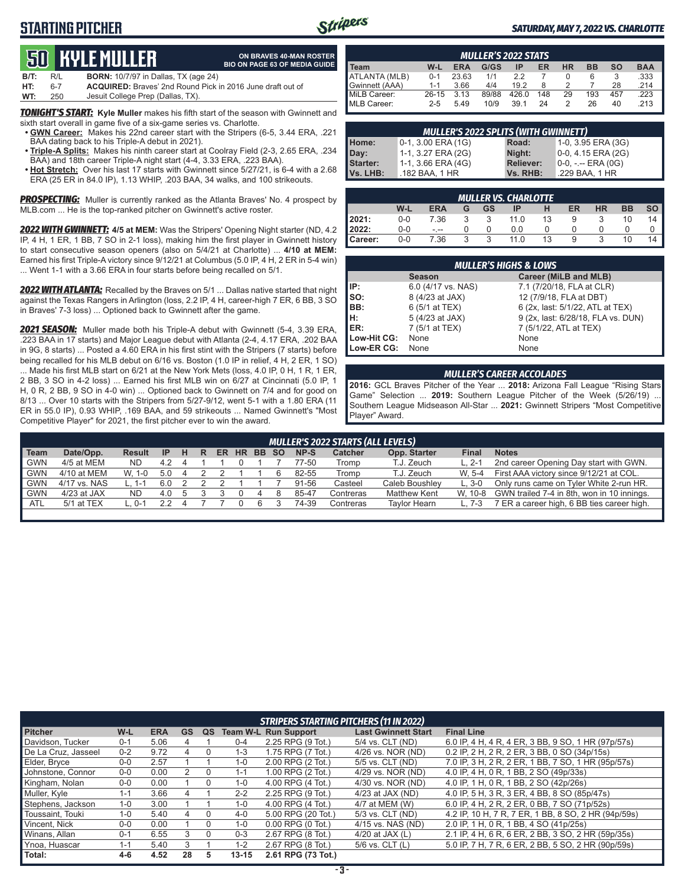# STARTING PITCHER

**SATURDAY, MAY 7, 2022 VS. CHARLOTTE**

## 50 KYLE MULLER

**ON BRAVES 40-MAN ROSTER**
**BIO ON PAGE 63 OF MEDIA GUIDE**

**B/T:** R/L **BORN:** 10/7/97 in Dallas, TX (age 24)
**HT:** 6-7 **ACQUIRED:** Braves' 2nd Round Pick in 2016 June draft out of
**WT:** 250 Jesuit College Prep (Dallas, TX).

***TONIGHT'S START:*** **Kyle Muller** makes his fifth start of the season with Gwinnett and sixth start overall in game five of a six-game series vs. Charlotte.

- **GWN Career:** Makes his 22nd career start with the Stripers (6-5, 3.44 ERA, .221 BAA dating back to his Triple-A debut in 2021).
- **Triple-A Splits:** Makes his ninth career start at Coolray Field (2-3, 2.65 ERA, .234 BAA) and 18th career Triple-A night start (4-4, 3.33 ERA, .223 BAA).
- **Hot Stretch:** Over his last 17 starts with Gwinnett since 5/27/21, is 6-4 with a 2.68 ERA (25 ER in 84.0 IP), 1.13 WHIP, .203 BAA, 34 walks, and 100 strikeouts.

***PROSPECTING:*** Muller is currently ranked as the Atlanta Braves' No. 4 prospect by MLB.com ... He is the top-ranked pitcher on Gwinnett's active roster.

***2022 WITH GWINNETT:*** **4/5 at MEM:** Was the Stripers' Opening Night starter (ND, 4.2 IP, 4 H, 1 ER, 1 BB, 7 SO in 2-1 loss), making him the first player in Gwinnett history to start consecutive season openers (also on 5/4/21 at Charlotte) ... **4/10 at MEM:** Earned his first Triple-A victory since 9/12/21 at Columbus (5.0 IP, 4 H, 2 ER in 5-4 win) ... Went 1-1 with a 3.66 ERA in four starts before being recalled on 5/1.

***2022 WITH ATLANTA:*** Recalled by the Braves on 5/1 ... Dallas native started that night against the Texas Rangers in Arlington (loss, 2.2 IP, 4 H, career-high 7 ER, 6 BB, 3 SO in Braves' 7-3 loss) ... Optioned back to Gwinnett after the game.

***2021 SEASON:*** Muller made both his Triple-A debut with Gwinnett (5-4, 3.39 ERA, .223 BAA in 17 starts) and Major League debut with Atlanta (2-4, 4.17 ERA, .202 BAA in 9G, 8 starts) ... Posted a 4.60 ERA in his first stint with the Stripers (7 starts) before being recalled for his MLB debut on 6/16 vs. Boston (1.0 IP in relief, 4 H, 2 ER, 1 SO) ... Made his first MLB start on 6/21 at the New York Mets (loss, 4.0 IP, 0 H, 1 R, 1 ER, 2 BB, 3 SO in 4-2 loss) ... Earned his first MLB win on 6/27 at Cincinnati (5.0 IP, 1 H, 0 R, 2 BB, 9 SO in 4-0 win) ... Optioned back to Gwinnett on 7/4 and for good on 8/13 ... Over 10 starts with the Stripers from 5/27-9/12, went 5-1 with a 1.80 ERA (11 ER in 55.0 IP), 0.93 WHIP, .169 BAA, and 59 strikeouts ... Named Gwinnett's "Most Competitive Player" for 2021, the first pitcher ever to win the award.

### MULLER'S 2022 STATS

| Team | W-L | ERA | G/GS | IP | ER | HR | BB | SO | BAA |
|---|---|---|---|---|---|---|---|---|---|
| ATLANTA (MLB) | 0-1 | 23.63 | 1/1 | 2.2 | 7 | 0 | 6 | 3 | .333 |
| Gwinnett (AAA) | 1-1 | 3.66 | 4/4 | 19.2 | 8 | 2 | 7 | 28 | .214 |
| MiLB Career: | 26-15 | 3.13 | 89/88 | 426.0 | 148 | 29 | 193 | 457 | .223 |
| MLB Career: | 2-5 | 5.49 | 10/9 | 39.1 | 24 | 2 | 26 | 40 | .213 |

### MULLER'S 2022 SPLITS (WITH GWINNETT)

| | | | |
|---|---|---|---|
| Home: | 0-1, 3.00 ERA (1G) | Road: | 1-0, 3.95 ERA (3G) |
| Day: | 1-1, 3.27 ERA (2G) | Night: | 0-0, 4.15 ERA (2G) |
| Starter: | 1-1, 3.66 ERA (4G) | Reliever: | 0-0, -.-- ERA (0G) |
| Vs. LHB: | .182 BAA, 1 HR | Vs. RHB: | .229 BAA, 1 HR |

### MULLER VS. CHARLOTTE

| | W-L | ERA | G | GS | IP | H | ER | HR | BB | SO |
|---|---|---|---|---|---|---|---|---|---|---|
| 2021: | 0-0 | 7.36 | 3 | 3 | 11.0 | 13 | 9 | 3 | 10 | 14 |
| 2022: | 0-0 | -.-- | 0 | 0 | 0.0 | 0 | 0 | 0 | 0 | 0 |
| Career: | 0-0 | 7.36 | 3 | 3 | 11.0 | 13 | 9 | 3 | 10 | 14 |

### MULLER'S HIGHS & LOWS

| | Season | Career (MiLB and MLB) |
|---|---|---|
| IP: | 6.0 (4/17 vs. NAS) | 7.1 (7/20/18, FLA at CLR) |
| SO: | 8 (4/23 at JAX) | 12 (7/9/18, FLA at DBT) |
| BB: | 6 (5/1 at TEX) | 6 (2x, last: 5/1/22, ATL at TEX) |
| H: | 5 (4/23 at JAX) | 9 (2x, last: 6/28/18, FLA vs. DUN) |
| ER: | 7 (5/1 at TEX) | 7 (5/1/22, ATL at TEX) |
| Low-Hit CG: | None | None |
| Low-ER CG: | None | None |

### MULLER'S CAREER ACCOLADES

**2016:** GCL Braves Pitcher of the Year ... **2018:** Arizona Fall League "Rising Stars Game" Selection ... **2019:** Southern League Pitcher of the Week (5/26/19) ... Southern League Midseason All-Star ... **2021:** Gwinnett Stripers "Most Competitive Player" Award.

### MULLER'S 2022 STARTS (ALL LEVELS)

| Team | Date/Opp. | Result | IP | H | R | ER | HR | BB | SO | NP-S | Catcher | Opp. Starter | Final | Notes |
|---|---|---|---|---|---|---|---|---|---|---|---|---|---|---|
| GWN | 4/5 at MEM | ND | 4.2 | 4 | 1 | 1 | 0 | 1 | 7 | 77-50 | Tromp | T.J. Zeuch | L, 2-1 | 2nd career Opening Day start with GWN. |
| GWN | 4/10 at MEM | W, 1-0 | 5.0 | 4 | 2 | 2 | 1 | 1 | 6 | 82-55 | Tromp | T.J. Zeuch | W, 5-4 | First AAA victory since 9/12/21 at COL. |
| GWN | 4/17 vs. NAS | L, 1-1 | 6.0 | 2 | 2 | 2 | 1 | 1 | 7 | 91-56 | Casteel | Caleb Boushley | L, 3-0 | Only runs came on Tyler White 2-run HR. |
| GWN | 4/23 at JAX | ND | 4.0 | 5 | 3 | 3 | 0 | 4 | 8 | 85-47 | Contreras | Matthew Kent | W, 10-8 | GWN trailed 7-4 in 8th, won in 10 innings. |
| ATL | 5/1 at TEX | L, 0-1 | 2.2 | 4 | 7 | 7 | 0 | 6 | 3 | 74-39 | Contreras | Taylor Hearn | L, 7-3 | 7 ER a career high, 6 BB ties career high. |

### STRIPERS STARTING PITCHERS (11 IN 2022)

| Pitcher | W-L | ERA | GS | QS | Team W-L | Run Support | Last Gwinnett Start | Final Line |
|---|---|---|---|---|---|---|---|---|
| Davidson, Tucker | 0-1 | 5.06 | 4 | 1 | 0-4 | 2.25 RPG (9 Tot.) | 5/4 vs. CLT (ND) | 6.0 IP, 4 H, 4 R, 4 ER, 3 BB, 9 SO, 1 HR (97p/57s) |
| De La Cruz, Jasseel | 0-2 | 9.72 | 4 | 0 | 1-3 | 1.75 RPG (7 Tot.) | 4/26 vs. NOR (ND) | 0.2 IP, 2 H, 2 R, 2 ER, 3 BB, 0 SO (34p/15s) |
| Elder, Bryce | 0-0 | 2.57 | 1 | 1 | 1-0 | 2.00 RPG (2 Tot.) | 5/5 vs. CLT (ND) | 7.0 IP, 3 H, 2 R, 2 ER, 1 BB, 7 SO, 1 HR (95p/57s) |
| Johnstone, Connor | 0-0 | 0.00 | 2 | 0 | 1-1 | 1.00 RPG (2 Tot.) | 4/29 vs. NOR (ND) | 4.0 IP, 4 H, 0 R, 1 BB, 2 SO (49p/33s) |
| Kingham, Nolan | 0-0 | 0.00 | 1 | 0 | 1-0 | 4.00 RPG (4 Tot.) | 4/30 vs. NOR (ND) | 4.0 IP, 1 H, 0 R, 1 BB, 2 SO (42p/26s) |
| Muller, Kyle | 1-1 | 3.66 | 4 | 1 | 2-2 | 2.25 RPG (9 Tot.) | 4/23 at JAX (ND) | 4.0 IP, 5 H, 3 R, 3 ER, 4 BB, 8 SO (85p/47s) |
| Stephens, Jackson | 1-0 | 3.00 | 1 | 1 | 1-0 | 4.00 RPG (4 Tot.) | 4/7 at MEM (W) | 6.0 IP, 4 H, 2 R, 2 ER, 0 BB, 7 SO (71p/52s) |
| Toussaint, Touki | 1-0 | 5.40 | 4 | 0 | 4-0 | 5.00 RPG (20 Tot.) | 5/3 vs. CLT (ND) | 4.2 IP, 10 H, 7 R, 7 ER, 1 BB, 8 SO, 2 HR (94p/59s) |
| Vincent, Nick | 0-0 | 0.00 | 1 | 0 | 1-0 | 0.00 RPG (0 Tot.) | 4/15 vs. NAS (ND) | 2.0 IP, 1 H, 0 R, 1 BB, 4 SO (41p/25s) |
| Winans, Allan | 0-1 | 6.55 | 3 | 0 | 0-3 | 2.67 RPG (8 Tot.) | 4/20 at JAX (L) | 2.1 IP, 4 H, 6 R, 6 ER, 2 BB, 3 SO, 2 HR (59p/35s) |
| Ynoa, Huascar | 1-1 | 5.40 | 3 | 1 | 1-2 | 2.67 RPG (8 Tot.) | 5/6 vs. CLT (L) | 5.0 IP, 7 H, 7 R, 6 ER, 2 BB, 5 SO, 2 HR (90p/59s) |
| Total: | 4-6 | 4.52 | 28 | 5 | 13-15 | 2.61 RPG (73 Tot.) | | |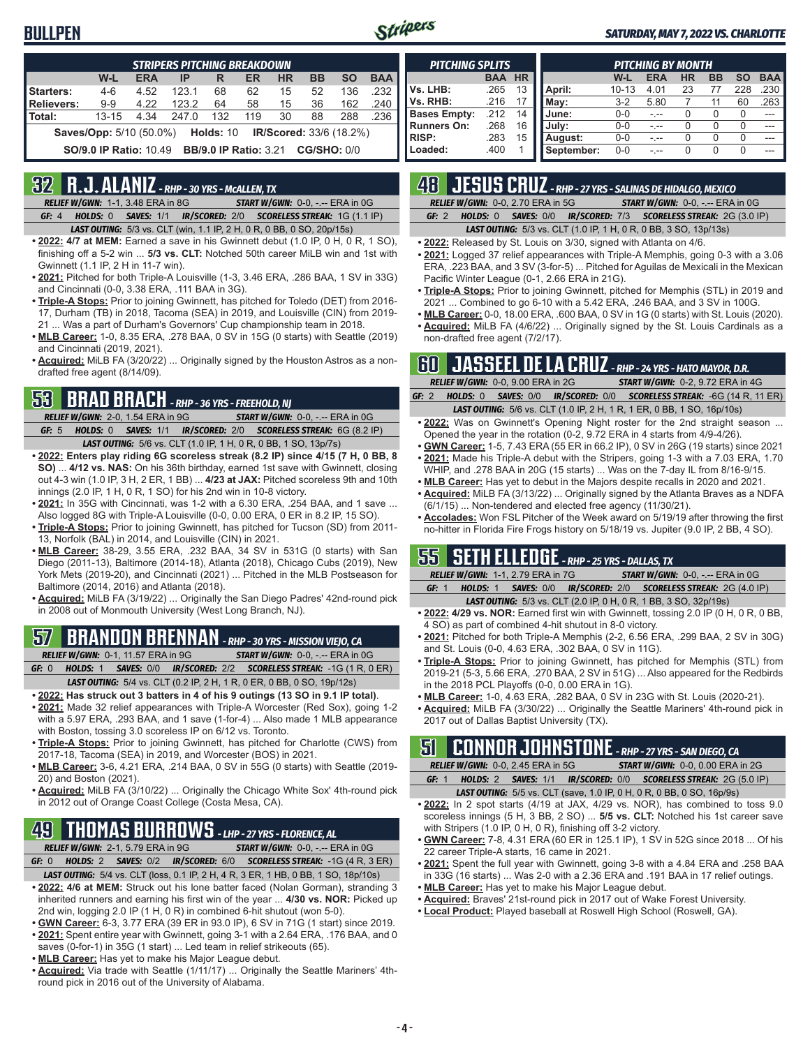# BULLPEN

*SATURDAY, MAY 7, 2022 VS. CHARLOTTE*

| STRIPERS PITCHING BREAKDOWN | W-L | ERA | IP | R | ER | HR | BB | SO | BAA |
|---|---|---|---|---|---|---|---|---|---|
| Starters: | 4-6 | 4.52 | 123.1 | 68 | 62 | 15 | 52 | 136 | .232 |
| Relievers: | 9-9 | 4.22 | 123.2 | 64 | 58 | 15 | 36 | 162 | .240 |
| Total: | 13-15 | 4.34 | 247.0 | 132 | 119 | 30 | 88 | 288 | .236 |

**Saves/Opp:** 5/10 (50.0%) **Holds:** 10 **IR/Scored:** 33/6 (18.2%)

**SO/9.0 IP Ratio:** 10.49 **BB/9.0 IP Ratio:** 3.21 **CG/SHO:** 0/0

| PITCHING SPLITS | BAA | HR |
|---|---|---|
| Vs. LHB: | .265 | 13 |
| Vs. RHB: | .216 | 17 |
| Bases Empty: | .212 | 14 |
| Runners On: | .268 | 16 |
| RISP: | .283 | 15 |
| Loaded: | .400 | 1 |

| PITCHING BY MONTH | W-L | ERA | HR | BB | SO | BAA |
|---|---|---|---|---|---|---|
| April: | 10-13 | 4.01 | 23 | 77 | 228 | .230 |
| May: | 3-2 | 5.80 | 7 | 11 | 60 | .263 |
| June: | 0-0 | -.-- | 0 | 0 | 0 | --- |
| July: | 0-0 | -.-- | 0 | 0 | 0 | --- |
| August: | 0-0 | -.-- | 0 | 0 | 0 | --- |
| September: | 0-0 | -.-- | 0 | 0 | 0 | --- |

## 32 R.J. ALANIZ - RHP - 30 YRS - McALLEN, TX

*RELIEF W/GWN:* 1-1, 3.48 ERA in 8G *START W/GWN:* 0-0, -.-- ERA in 0G

*GF:* 4 *HOLDS:* 0 *SAVES:* 1/1 *IR/SCORED:* 2/0 *SCORELESS STREAK:* 1G (1.1 IP)

*LAST OUTING:* 5/3 vs. CLT (win, 1.1 IP, 2 H, 0 R, 0 BB, 0 SO, 20p/15s)

- **2022:** 4/7 at MEM: Earned a save in his Gwinnett debut (1.0 IP, 0 H, 0 R, 1 SO), finishing off a 5-2 win ... **5/3 vs. CLT:** Notched 50th career MiLB win and 1st with Gwinnett (1.1 IP, 2 H in 11-7 win).
- **2021:** Pitched for both Triple-A Louisville (1-3, 3.46 ERA, .286 BAA, 1 SV in 33G) and Cincinnati (0-0, 3.38 ERA, .111 BAA in 3G).
- **Triple-A Stops:** Prior to joining Gwinnett, has pitched for Toledo (DET) from 2016-17, Durham (TB) in 2018, Tacoma (SEA) in 2019, and Louisville (CIN) from 2019-21 ... Was a part of Durham's Governors' Cup championship team in 2018.
- **MLB Career:** 1-0, 8.35 ERA, .278 BAA, 0 SV in 15G (0 starts) with Seattle (2019) and Cincinnati (2019, 2021).
- **Acquired:** MiLB FA (3/20/22) ... Originally signed by the Houston Astros as a non-drafted free agent (8/14/09).

## 53 BRAD BRACH - RHP - 36 YRS - FREEHOLD, NJ

*RELIEF W/GWN:* 2-0, 1.54 ERA in 9G *START W/GWN:* 0-0, -.-- ERA in 0G

*GF:* 5 *HOLDS:* 0 *SAVES:* 1/1 *IR/SCORED:* 2/0 *SCORELESS STREAK:* 6G (8.2 IP)

*LAST OUTING:* 5/6 vs. CLT (1.0 IP, 1 H, 0 R, 0 BB, 1 SO, 13p/7s)

- **2022: Enters play riding 6G scoreless streak (8.2 IP) since 4/15 (7 H, 0 BB, 8 SO)** ... **4/12 vs. NAS:** On his 36th birthday, earned 1st save with Gwinnett, closing out 4-3 win (1.0 IP, 3 H, 2 ER, 1 BB) ... **4/23 at JAX:** Pitched scoreless 9th and 10th innings (2.0 IP, 1 H, 0 R, 1 SO) for his 2nd win in 10-8 victory.
- **2021:** In 35G with Cincinnati, was 1-2 with a 6.30 ERA, .254 BAA, and 1 save ... Also logged 8G with Triple-A Louisville (0-0, 0.00 ERA, 0 ER in 8.2 IP, 15 SO).
- **Triple-A Stops:** Prior to joining Gwinnett, has pitched for Tucson (SD) from 2011-13, Norfolk (BAL) in 2014, and Louisville (CIN) in 2021.
- **MLB Career:** 38-29, 3.55 ERA, .232 BAA, 34 SV in 531G (0 starts) with San Diego (2011-13), Baltimore (2014-18), Atlanta (2018), Chicago Cubs (2019), New York Mets (2019-20), and Cincinnati (2021) ... Pitched in the MLB Postseason for Baltimore (2014, 2016) and Atlanta (2018).
- **Acquired:** MiLB FA (3/19/22) ... Originally the San Diego Padres' 42nd-round pick in 2008 out of Monmouth University (West Long Branch, NJ).

## 57 BRANDON BRENNAN - RHP - 30 YRS - MISSION VIEJO, CA

*RELIEF W/GWN:* 0-1, 11.57 ERA in 9G *START W/GWN:* 0-0, -.-- ERA in 0G

*GF:* 0 *HOLDS:* 1 *SAVES:* 0/0 *IR/SCORED:* 2/2 *SCORELESS STREAK:* -1G (1 R, 0 ER)

*LAST OUTING:* 5/4 vs. CLT (0.2 IP, 2 H, 1 R, 0 ER, 0 BB, 0 SO, 19p/12s)

- **2022: Has struck out 3 batters in 4 of his 9 outings (13 SO in 9.1 IP total)**.
- **2021:** Made 32 relief appearances with Triple-A Worcester (Red Sox), going 1-2 with a 5.97 ERA, .293 BAA, and 1 save (1-for-4) ... Also made 1 MLB appearance with Boston, tossing 3.0 scoreless IP on 6/12 vs. Toronto.
- **Triple-A Stops:** Prior to joining Gwinnett, has pitched for Charlotte (CWS) from 2017-18, Tacoma (SEA) in 2019, and Worcester (BOS) in 2021.
- **MLB Career:** 3-6, 4.21 ERA, .214 BAA, 0 SV in 55G (0 starts) with Seattle (2019-20) and Boston (2021).
- **Acquired:** MiLB FA (3/10/22) ... Originally the Chicago White Sox' 4th-round pick in 2012 out of Orange Coast College (Costa Mesa, CA).

## 49 THOMAS BURROWS - LHP - 27 YRS - FLORENCE, AL

*RELIEF W/GWN:* 2-1, 5.79 ERA in 9G *START W/GWN:* 0-0, -.-- ERA in 0G

*GF:* 0 *HOLDS:* 2 *SAVES:* 0/2 *IR/SCORED:* 6/0 *SCORELESS STREAK:* -1G (4 R, 3 ER)

*LAST OUTING:* 5/4 vs. CLT (loss, 0.1 IP, 2 H, 4 R, 3 ER, 1 HB, 0 BB, 1 SO, 18p/10s)

- **2022:** 4/6 at MEM: Struck out his lone batter faced (Nolan Gorman), stranding 3 inherited runners and earning his first win of the year ... **4/30 vs. NOR:** Picked up 2nd win, logging 2.0 IP (1 H, 0 R) in combined 6-hit shutout (won 5-0).
- **GWN Career:** 6-3, 3.77 ERA (39 ER in 93.0 IP), 6 SV in 71G (1 start) since 2019.
- **2021:** Spent entire year with Gwinnett, going 3-1 with a 2.64 ERA, .176 BAA, and 0 saves (0-for-1) in 35G (1 start) ... Led team in relief strikeouts (65).
- **MLB Career:** Has yet to make his Major League debut.
- **Acquired:** Via trade with Seattle (1/11/17) ... Originally the Seattle Mariners' 4th-round pick in 2016 out of the University of Alabama.

## 48 JESUS CRUZ - RHP - 27 YRS - SALINAS DE HIDALGO, MEXICO

*RELIEF W/GWN:* 0-0, 2.70 ERA in 5G *START W/GWN:* 0-0, -.-- ERA in 0G

*GF:* 2 *HOLDS:* 0 *SAVES:* 0/0 *IR/SCORED:* 7/3 *SCORELESS STREAK:* 2G (3.0 IP)

*LAST OUTING:* 5/3 vs. CLT (1.0 IP, 1 H, 0 R, 0 BB, 3 SO, 13p/13s)

- **2022:** Released by St. Louis on 3/30, signed with Atlanta on 4/6.
- **2021:** Logged 37 relief appearances with Triple-A Memphis, going 0-3 with a 3.06 ERA, .223 BAA, and 3 SV (3-for-5) ... Pitched for Aguilas de Mexicali in the Mexican Pacific Winter League (0-1, 2.66 ERA in 21G).
- **Triple-A Stops:** Prior to joining Gwinnett, pitched for Memphis (STL) in 2019 and 2021 ... Combined to go 6-10 with a 5.42 ERA, .246 BAA, and 3 SV in 100G.
- **MLB Career:** 0-0, 18.00 ERA, .600 BAA, 0 SV in 1G (0 starts) with St. Louis (2020).
- **Acquired:** MiLB FA (4/6/22) ... Originally signed by the St. Louis Cardinals as a non-drafted free agent (7/2/17).

## 60 JASSEEL DE LA CRUZ - RHP - 24 YRS - HATO MAYOR, D.R.

*RELIEF W/GWN:* 0-0, 9.00 ERA in 2G *START W/GWN:* 0-2, 9.72 ERA in 4G

*GF:* 2 *HOLDS:* 0 *SAVES:* 0/0 *IR/SCORED:* 0/0 *SCORELESS STREAK:* -6G (14 R, 11 ER)

*LAST OUTING:* 5/6 vs. CLT (1.0 IP, 2 H, 1 R, 1 ER, 0 BB, 1 SO, 16p/10s)

- **2022:** Was on Gwinnett's Opening Night roster for the 2nd straight season ... Opened the year in the rotation (0-2, 9.72 ERA in 4 starts from 4/9-4/26).
- **GWN Career:** 1-5, 7.43 ERA (55 ER in 66.2 IP), 0 SV in 26G (19 starts) since 2021
- **2021:** Made his Triple-A debut with the Stripers, going 1-3 with a 7.03 ERA, 1.70 WHIP, and .278 BAA in 20G (15 starts) ... Was on the 7-day IL from 8/16-9/15.
- **MLB Career:** Has yet to debut in the Majors despite recalls in 2020 and 2021.
- **Acquired:** MiLB FA (3/13/22) ... Originally signed by the Atlanta Braves as a NDFA (6/1/15) ... Non-tendered and elected free agency (11/30/21).
- **Accolades:** Won FSL Pitcher of the Week award on 5/19/19 after throwing the first no-hitter in Florida Fire Frogs history on 5/18/19 vs. Jupiter (9.0 IP, 2 BB, 4 SO).

## 55 SETH ELLEDGE - RHP - 25 YRS - DALLAS, TX

*RELIEF W/GWN:* 1-1, 2.79 ERA in 7G *START W/GWN:* 0-0, -.-- ERA in 0G

*GF:* 1 *HOLDS:* 1 *SAVES:* 0/0 *IR/SCORED:* 2/0 *SCORELESS STREAK:* 2G (4.0 IP)

*LAST OUTING:* 5/3 vs. CLT (2.0 IP, 0 H, 0 R, 1 BB, 3 SO, 32p/19s)

- **2022:** 4/29 vs. NOR: Earned first win with Gwinnett, tossing 2.0 IP (0 H, 0 R, 0 BB, 4 SO) as part of combined 4-hit shutout in 8-0 victory.
- **2021:** Pitched for both Triple-A Memphis (2-2, 6.56 ERA, .299 BAA, 2 SV in 30G) and St. Louis (0-0, 4.63 ERA, .302 BAA, 0 SV in 11G).
- **Triple-A Stops:** Prior to joining Gwinnett, has pitched for Memphis (STL) from 2019-21 (5-3, 5.66 ERA, .270 BAA, 2 SV in 51G) ... Also appeared for the Redbirds in the 2018 PCL Playoffs (0-0, 0.00 ERA in 1G).
- **MLB Career:** 1-0, 4.63 ERA, .282 BAA, 0 SV in 23G with St. Louis (2020-21).
- **Acquired:** MiLB FA (3/30/22) ... Originally the Seattle Mariners' 4th-round pick in 2017 out of Dallas Baptist University (TX).

## 51 CONNOR JOHNSTONE - RHP - 27 YRS - SAN DIEGO, CA

*RELIEF W/GWN:* 0-0, 2.45 ERA in 5G *START W/GWN:* 0-0, 0.00 ERA in 2G

*GF:* 1 *HOLDS:* 2 *SAVES:* 1/1 *IR/SCORED:* 0/0 *SCORELESS STREAK:* 2G (5.0 IP)

*LAST OUTING:* 5/5 vs. CLT (save, 1.0 IP, 0 H, 0 R, 0 BB, 0 SO, 16p/9s)

- **2022:** In 2 spot starts (4/19 at JAX, 4/29 vs. NOR), has combined to toss 9.0 scoreless innings (5 H, 3 BB, 2 SO) ... **5/5 vs. CLT:** Notched his 1st career save with Stripers (1.0 IP, 0 H, 0 R), finishing off 3-2 victory.
- **GWN Career:** 7-8, 4.31 ERA (60 ER in 125.1 IP), 1 SV in 52G since 2018 ... Of his 22 career Triple-A starts, 16 came in 2021.
- **2021:** Spent the full year with Gwinnett, going 3-8 with a 4.84 ERA and .258 BAA in 33G (16 starts) ... Was 2-0 with a 2.36 ERA and .191 BAA in 17 relief outings.
- **MLB Career:** Has yet to make his Major League debut.
- **Acquired:** Braves' 21st-round pick in 2017 out of Wake Forest University.
- **Local Product:** Played baseball at Roswell High School (Roswell, GA).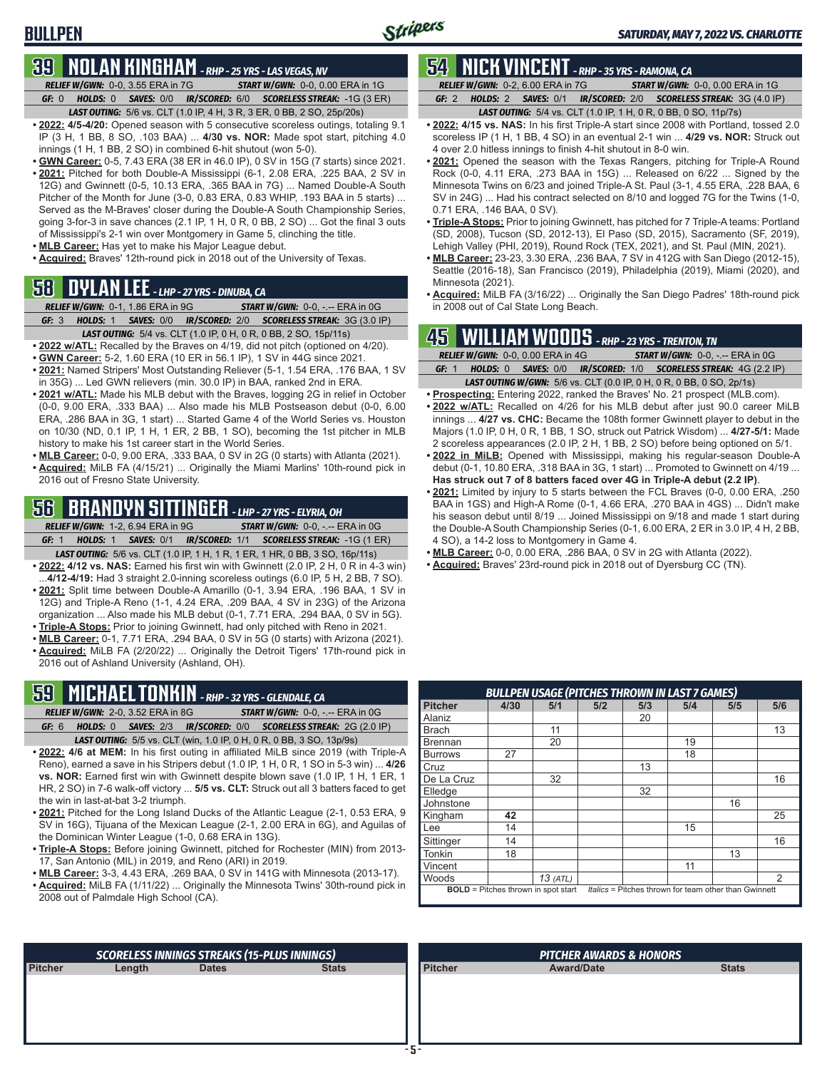# BULLPEN

*SATURDAY, MAY 7, 2022 VS. CHARLOTTE*

## 39 NOLAN KINGHAM - RHP - 25 YRS - LAS VEGAS, NV

*RELIEF W/GWN:* 0-0, 3.55 ERA in 7G *START W/GWN:* 0-0, 0.00 ERA in 1G

*GF:* 0 *HOLDS:* 0 *SAVES:* 0/0 *IR/SCORED:* 6/0 *SCORELESS STREAK:* -1G (3 ER)

*LAST OUTING:* 5/6 vs. CLT (1.0 IP, 4 H, 3 R, 3 ER, 0 BB, 2 SO, 25p/20s)

- **2022: 4/5-4/20:** Opened season with 5 consecutive scoreless outings, totaling 9.1 IP (3 H, 1 BB, 8 SO, .103 BAA) ... **4/30 vs. NOR:** Made spot start, pitching 4.0 innings (1 H, 1 BB, 2 SO) in combined 6-hit shutout (won 5-0).
- **GWN Career:** 0-5, 7.43 ERA (38 ER in 46.0 IP), 0 SV in 15G (7 starts) since 2021.
- **2021:** Pitched for both Double-A Mississippi (6-1, 2.08 ERA, .225 BAA, 2 SV in 12G) and Gwinnett (0-5, 10.13 ERA, .365 BAA in 7G) ... Named Double-A South Pitcher of the Month for June (3-0, 0.83 ERA, 0.83 WHIP, .193 BAA in 5 starts) ... Served as the M-Braves' closer during the Double-A South Championship Series, going 3-for-3 in save chances (2.1 IP, 1 H, 0 R, 0 BB, 2 SO) ... Got the final 3 outs of Mississippi's 2-1 win over Montgomery in Game 5, clinching the title.
- **MLB Career:** Has yet to make his Major League debut.
- **Acquired:** Braves' 12th-round pick in 2018 out of the University of Texas.

## 58 DYLAN LEE - LHP - 27 YRS - DINUBA, CA

*RELIEF W/GWN:* 0-1, 1.86 ERA in 9G *START W/GWN:* 0-0, -.-- ERA in 0G

*GF:* 3 *HOLDS:* 1 *SAVES:* 0/0 *IR/SCORED:* 2/0 *SCORELESS STREAK:* 3G (3.0 IP)

*LAST OUTING:* 5/4 vs. CLT (1.0 IP, 0 H, 0 R, 0 BB, 2 SO, 15p/11s)

- **2022 w/ATL:** Recalled by the Braves on 4/19, did not pitch (optioned on 4/20).
- **GWN Career:** 5-2, 1.60 ERA (10 ER in 56.1 IP), 1 SV in 44G since 2021.
- **2021:** Named Stripers' Most Outstanding Reliever (5-1, 1.54 ERA, .176 BAA, 1 SV in 35G) ... Led GWN relievers (min. 30.0 IP) in BAA, ranked 2nd in ERA.
- **2021 w/ATL:** Made his MLB debut with the Braves, logging 2G in relief in October (0-0, 9.00 ERA, .333 BAA) ... Also made his MLB Postseason debut (0-0, 6.00 ERA, .286 BAA in 3G, 1 start) ... Started Game 4 of the World Series vs. Houston on 10/30 (ND, 0.1 IP, 1 H, 1 ER, 2 BB, 1 SO), becoming the 1st pitcher in MLB history to make his 1st career start in the World Series.
- **MLB Career:** 0-0, 9.00 ERA, .333 BAA, 0 SV in 2G (0 starts) with Atlanta (2021).
- **Acquired:** MiLB FA (4/15/21) ... Originally the Miami Marlins' 10th-round pick in 2016 out of Fresno State University.

## 56 BRANDYN SITTINGER - LHP - 27 YRS - ELYRIA, OH

*RELIEF W/GWN:* 1-2, 6.94 ERA in 9G *START W/GWN:* 0-0, -.-- ERA in 0G

*GF:* 1 *HOLDS:* 1 *SAVES:* 0/1 *IR/SCORED:* 1/1 *SCORELESS STREAK:* -1G (1 ER)

*LAST OUTING:* 5/6 vs. CLT (1.0 IP, 1 H, 1 R, 1 ER, 1 HR, 0 BB, 3 SO, 16p/11s)

- **2022: 4/12 vs. NAS:** Earned his first win with Gwinnett (2.0 IP, 2 H, 0 R in 4-3 win) ...**4/12-4/19:** Had 3 straight 2.0-inning scoreless outings (6.0 IP, 5 H, 2 BB, 7 SO).
- **2021:** Split time between Double-A Amarillo (0-1, 3.94 ERA, .196 BAA, 1 SV in 12G) and Triple-A Reno (1-1, 4.24 ERA, .209 BAA, 4 SV in 23G) of the Arizona organization ... Also made his MLB debut (0-1, 7.71 ERA, .294 BAA, 0 SV in 5G).
- **Triple-A Stops:** Prior to joining Gwinnett, had only pitched with Reno in 2021.
- **MLB Career:** 0-1, 7.71 ERA, .294 BAA, 0 SV in 5G (0 starts) with Arizona (2021).
- **Acquired:** MiLB FA (2/20/22) ... Originally the Detroit Tigers' 17th-round pick in 2016 out of Ashland University (Ashland, OH).

## 59 MICHAEL TONKIN - RHP - 32 YRS - GLENDALE, CA

*RELIEF W/GWN:* 2-0, 3.52 ERA in 8G *START W/GWN:* 0-0, -.-- ERA in 0G

*GF:* 6 *HOLDS:* 0 *SAVES:* 2/3 *IR/SCORED:* 0/0 *SCORELESS STREAK:* 2G (2.0 IP)

*LAST OUTING:* 5/5 vs. CLT (win, 1.0 IP, 0 H, 0 R, 0 BB, 3 SO, 13p/9s)

- **2022: 4/6 at MEM:** In his first outing in affiliated MiLB since 2019 (with Triple-A Reno), earned a save in his Stripers debut (1.0 IP, 1 H, 0 R, 1 SO in 5-3 win) ... **4/26 vs. NOR:** Earned first win with Gwinnett despite blown save (1.0 IP, 1 H, 1 ER, 1 HR, 2 SO) in 7-6 walk-off victory ... **5/5 vs. CLT:** Struck out all 3 batters faced to get the win in last-at-bat 3-2 triumph.
- **2021:** Pitched for the Long Island Ducks of the Atlantic League (2-1, 0.53 ERA, 9 SV in 16G), Tijuana of the Mexican League (2-1, 2.00 ERA in 6G), and Aguilas of the Dominican Winter League (1-0, 0.68 ERA in 13G).
- **Triple-A Stops:** Before joining Gwinnett, pitched for Rochester (MIN) from 2013-17, San Antonio (MIL) in 2019, and Reno (ARI) in 2019.
- **MLB Career:** 3-3, 4.43 ERA, .269 BAA, 0 SV in 141G with Minnesota (2013-17).
- **Acquired:** MiLB FA (1/11/22) ... Originally the Minnesota Twins' 30th-round pick in 2008 out of Palmdale High School (CA).

## 54 NICK VINCENT - RHP - 35 YRS - RAMONA, CA

*RELIEF W/GWN:* 0-2, 6.00 ERA in 7G *START W/GWN:* 0-0, 0.00 ERA in 1G

*GF:* 2 *HOLDS:* 2 *SAVES:* 0/1 *IR/SCORED:* 2/0 *SCORELESS STREAK:* 3G (4.0 IP)

*LAST OUTING:* 5/4 vs. CLT (1.0 IP, 1 H, 0 R, 0 BB, 0 SO, 11p/7s)

- **2022: 4/15 vs. NAS:** In his first Triple-A start since 2008 with Portland, tossed 2.0 scoreless IP (1 H, 1 BB, 4 SO) in an eventual 2-1 win ... **4/29 vs. NOR:** Struck out 4 over 2.0 hitless innings to finish 4-hit shutout in 8-0 win.
- **2021:** Opened the season with the Texas Rangers, pitching for Triple-A Round Rock (0-0, 4.11 ERA, .273 BAA in 15G) ... Released on 6/22 ... Signed by the Minnesota Twins on 6/23 and joined Triple-A St. Paul (3-1, 4.55 ERA, .228 BAA, 6 SV in 24G) ... Had his contract selected on 8/10 and logged 7G for the Twins (1-0, 0.71 ERA, .146 BAA, 0 SV).
- **Triple-A Stops:** Prior to joining Gwinnett, has pitched for 7 Triple-A teams: Portland (SD, 2008), Tucson (SD, 2012-13), El Paso (SD, 2015), Sacramento (SF, 2019), Lehigh Valley (PHI, 2019), Round Rock (TEX, 2021), and St. Paul (MIN, 2021).
- **MLB Career:** 23-23, 3.30 ERA, .236 BAA, 7 SV in 412G with San Diego (2012-15), Seattle (2016-18), San Francisco (2019), Philadelphia (2019), Miami (2020), and Minnesota (2021).
- **Acquired:** MiLB FA (3/16/22) ... Originally the San Diego Padres' 18th-round pick in 2008 out of Cal State Long Beach.

## 45 WILLIAM WOODS - RHP - 23 YRS - TRENTON, TN

*RELIEF W/GWN:* 0-0, 0.00 ERA in 4G *START W/GWN:* 0-0, -.-- ERA in 0G

*GF:* 1 *HOLDS:* 0 *SAVES:* 0/0 *IR/SCORED:* 1/0 *SCORELESS STREAK:* 4G (2.2 IP)

*LAST OUTING W/GWN:* 5/6 vs. CLT (0.0 IP, 0 H, 0 R, 0 BB, 0 SO, 2p/1s)

- **Prospecting:** Entering 2022, ranked the Braves' No. 21 prospect (MLB.com).
- **2022 w/ATL:** Recalled on 4/26 for his MLB debut after just 90.0 career MiLB innings ... **4/27 vs. CHC:** Became the 108th former Gwinnett player to debut in the Majors (1.0 IP, 0 H, 0 R, 1 BB, 1 SO, struck out Patrick Wisdom) ... **4/27-5/1:** Made 2 scoreless appearances (2.0 IP, 2 H, 1 BB, 2 SO) before being optioned on 5/1.
- **2022 in MiLB:** Opened with Mississippi, making his regular-season Double-A debut (0-1, 10.80 ERA, .318 BAA in 3G, 1 start) ... Promoted to Gwinnett on 4/19 ... **Has struck out 7 of 8 batters faced over 4G in Triple-A debut (2.2 IP)**.
- **2021:** Limited by injury to 5 starts between the FCL Braves (0-0, 0.00 ERA, .250 BAA in 1GS) and High-A Rome (0-1, 4.66 ERA, .270 BAA in 4GS) ... Didn't make his season debut until 8/19 ... Joined Mississippi on 9/18 and made 1 start during the Double-A South Championship Series (0-1, 6.00 ERA, 2 ER in 3.0 IP, 4 H, 2 BB, 4 SO), a 14-2 loss to Montgomery in Game 4.
- **MLB Career:** 0-0, 0.00 ERA, .286 BAA, 0 SV in 2G with Atlanta (2022).
- **Acquired:** Braves' 23rd-round pick in 2018 out of Dyersburg CC (TN).

### BULLPEN USAGE (PITCHES THROWN IN LAST 7 GAMES)

| Pitcher | 4/30 | 5/1 | 5/2 | 5/3 | 5/4 | 5/5 | 5/6 |
|---|---|---|---|---|---|---|---|
| Alaniz | | | | 20 | | | |
| Brach | | 11 | | | | | 13 |
| Brennan | | 20 | | | 19 | | |
| Burrows | 27 | | | | 18 | | |
| Cruz | | | | 13 | | | |
| De La Cruz | | 32 | | | | | 16 |
| Elledge | | | | 32 | | | |
| Johnstone | | | | | | 16 | |
| Kingham | **42** | | | | | | 25 |
| Lee | 14 | | | | 15 | | |
| Sittinger | 14 | | | | | | 16 |
| Tonkin | 18 | | | | | 13 | |
| Vincent | | | | | 11 | | |
| Woods | | *13 (ATL)* | | | | | 2 |

**BOLD** = Pitches thrown in spot start *Italics* = Pitches thrown for team other than Gwinnett

### SCORELESS INNINGS STREAKS (15-PLUS INNINGS)

| Pitcher | Length | Dates | Stats |
|---|---|---|---|

### PITCHER AWARDS & HONORS

| Pitcher | Award/Date | Stats |
|---|---|---|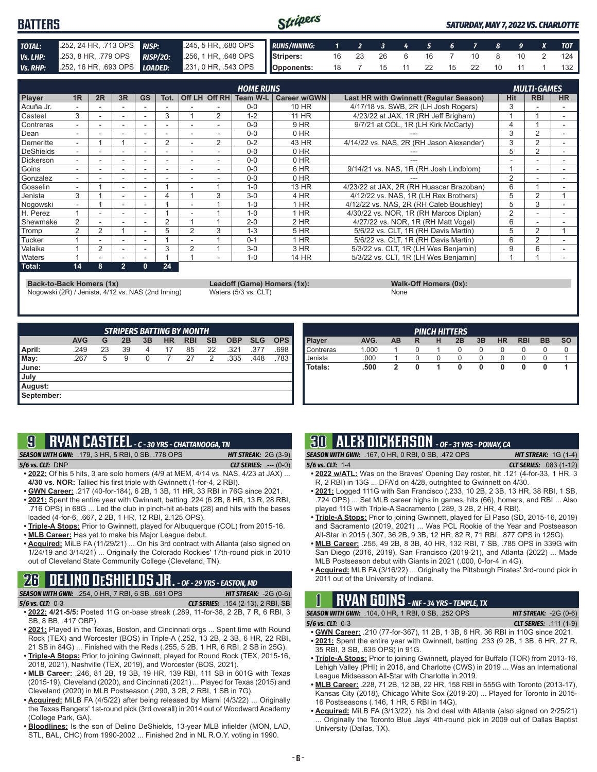# BATTERS

*SATURDAY, MAY 7, 2022 VS. CHARLOTTE*

| | | | |
|---|---|---|---|
| **TOTAL:** | .252, 24 HR, .713 OPS | **RISP:** | .245, 5 HR, .680 OPS |
| **Vs. LHP:** | .253, 8 HR, .779 OPS | **RISP/2O:** | .256, 1 HR, .648 OPS |
| **Vs. RHP:** | .252, 16 HR, .693 OPS | **LOADED:** | .231, 0 HR, .543 OPS |

| RUNS/INNING: | 1 | 2 | 3 | 4 | 5 | 6 | 7 | 8 | 9 | X | TOT |
|---|---|---|---|---|---|---|---|---|---|---|---|
| Stripers: | 16 | 23 | 26 | 6 | 16 | 7 | 10 | 8 | 10 | 2 | 124 |
| Opponents: | 18 | 7 | 15 | 11 | 22 | 15 | 22 | 10 | 11 | 1 | 132 |

| | HOME RUNS | | | | | | | | | | MULTI-GAMES | | |
|---|---|---|---|---|---|---|---|---|---|---|---|---|---|
| Player | 1R | 2R | 3R | GS | Tot. | Off LH | Off RH | Team W-L | Career w/GWN | Last HR with Gwinnett (Regular Season) | Hit | RBI | HR |
| Acuña Jr. | - | - | - | - | - | - | - | 0-0 | 10 HR | 4/17/18 vs. SWB, 2R (LH Josh Rogers) | 3 | - | - |
| Casteel | 3 | - | - | - | 3 | 1 | 2 | 1-2 | 11 HR | 4/23/22 at JAX, 1R (RH Jeff Brigham) | 1 | 1 | - |
| Contreras | - | - | - | - | - | - | - | 0-0 | 9 HR | 9/7/21 at COL, 1R (LH Kirk McCarty) | 4 | 1 | - |
| Dean | - | - | - | - | - | - | - | 0-0 | 0 HR | --- | 3 | 2 | - |
| Demeritte | - | 1 | 1 | - | 2 | - | 2 | 0-2 | 43 HR | 4/14/22 vs. NAS, 2R (RH Jason Alexander) | 3 | 2 | - |
| DeShields | - | - | - | - | - | - | - | 0-0 | 0 HR | --- | 5 | 2 | - |
| Dickerson | - | - | - | - | - | - | - | 0-0 | 0 HR | --- | - | - | - |
| Goins | - | - | - | - | - | - | - | 0-0 | 6 HR | 9/14/21 vs. NAS, 1R (RH Josh Lindblom) | 1 | - | - |
| Gonzalez | - | - | - | - | - | - | - | 0-0 | 0 HR | --- | 2 | - | - |
| Gosselin | - | 1 | - | - | 1 | - | 1 | 1-0 | 13 HR | 4/23/22 at JAX, 2R (RH Huascar Brazoban) | 6 | 1 | - |
| Jenista | 3 | 1 | - | - | 4 | 1 | 3 | 3-0 | 4 HR | 4/12/22 vs. NAS, 1R (LH Rex Brothers) | 5 | 2 | 1 |
| Nogowski | - | 1 | - | - | 1 | - | 1 | 1-0 | 1 HR | 4/12/22 vs. NAS, 2R (RH Caleb Boushley) | 5 | 3 | - |
| H. Perez | 1 | - | - | - | 1 | - | 1 | 1-0 | 1 HR | 4/30/22 vs. NOR, 1R (RH Marcos Diplan) | 2 | - | - |
| Shewmake | 2 | - | - | - | 2 | 1 | 1 | 2-0 | 2 HR | 4/27/22 vs. NOR, 1R (RH Matt Vogel) | 6 | - | - |
| Tromp | 2 | 2 | 1 | - | 5 | 2 | 3 | 1-3 | 5 HR | 5/6/22 vs. CLT, 1R (RH Davis Martin) | 5 | 2 | 1 |
| Tucker | 1 | - | - | - | 1 | - | 1 | 0-1 | 1 HR | 5/6/22 vs. CLT, 1R (RH Davis Martin) | 6 | 2 | - |
| Valaika | 1 | 2 | - | - | 3 | 2 | 1 | 3-0 | 3 HR | 5/3/22 vs. CLT, 1R (LH Wes Benjamin) | 9 | 6 | - |
| Waters | 1 | - | - | - | 1 | 1 | - | 1-0 | 14 HR | 5/3/22 vs. CLT, 1R (LH Wes Benjamin) | 1 | 1 | - |
| **Total:** | **14** | **8** | **2** | **0** | **24** | | | | | | | | |

**Back-to-Back Homers (1x)**
Nogowski (2R) / Jenista, 4/12 vs. NAS (2nd Inning)

**Leadoff (Game) Homers (1x):**
Waters (5/3 vs. CLT)

**Walk-Off Homers (0x):**
None

| STRIPERS BATTING BY MONTH | | | | | | | | | | |
|---|---|---|---|---|---|---|---|---|---|---|
| | AVG | G | 2B | 3B | HR | RBI | SB | OBP | SLG | OPS |
| April: | .249 | 23 | 39 | 4 | 17 | 85 | 22 | .321 | .377 | .698 |
| May: | .267 | 5 | 9 | 0 | 7 | 27 | 2 | .335 | .448 | .783 |
| June: | | | | | | | | | | |
| July | | | | | | | | | | |
| August: | | | | | | | | | | |
| September: | | | | | | | | | | |

| PINCH HITTERS | | | | | | | | | | |
|---|---|---|---|---|---|---|---|---|---|---|
| Player | AVG. | AB | R | H | 2B | 3B | HR | RBI | BB | SO |
| Contreras | 1.000 | 1 | 0 | 1 | 0 | 0 | 0 | 0 | 0 | 0 |
| Jenista | .000 | 1 | 0 | 0 | 0 | 0 | 0 | 0 | 0 | 1 |
| **Totals:** | **.500** | **2** | **0** | **1** | **0** | **0** | **0** | **0** | **0** | **1** |

## 9 RYAN CASTEEL - C - 30 YRS - CHATTANOOGA, TN

**SEASON WITH GWN:** .179, 3 HR, 5 RBI, 0 SB, .778 OPS — **HIT STREAK:** 2G (3-9)
**5/6 vs. CLT:** DNP — **CLT SERIES:** .--- (0-0)

- **2022:** Of his 5 hits, 3 are solo homers (4/9 at MEM, 4/14 vs. NAS, 4/23 at JAX) ... **4/30 vs. NOR:** Tallied his first triple with Gwinnett (1-for-4, 2 RBI).
- **GWN Career:** .217 (40-for-184), 6 2B, 1 3B, 11 HR, 33 RBI in 76G since 2021.
- **2021:** Spent the entire year with Gwinnett, batting .224 (6 2B, 8 HR, 13 R, 28 RBI, .716 OPS) in 68G ... Led the club in pinch-hit at-bats (28) and hits with the bases loaded (4-for-6, .667, 2 2B, 1 HR, 12 RBI, 2.125 OPS).
- **Triple-A Stops:** Prior to Gwinnett, played for Albuquerque (COL) from 2015-16.
- **MLB Career:** Has yet to make his Major League debut.
- **Acquired:** MiLB FA (11/29/21) ... On his 3rd contract with Atlanta (also signed on 1/24/19 and 3/14/21) ... Originally the Colorado Rockies' 17th-round pick in 2010 out of Cleveland State Community College (Cleveland, TN).

## 26 DELINO DESHIELDS JR. - OF - 29 YRS - EASTON, MD

**SEASON WITH GWN:** .254, 0 HR, 7 RBI, 6 SB, .691 OPS — **HIT STREAK:** -2G (0-6)
**5/6 vs. CLT:** 0-3 — **CLT SERIES:** .154 (2-13), 2 RBI, SB

- **2022:** **4/21-5/5:** Posted 11G on-base streak (.289, 11-for-38, 2 2B, 7 R, 6 RBI, 3 SB, 8 BB, .417 OBP).
- **2021:** Played in the Texas, Boston, and Cincinnati orgs ... Spent time with Round Rock (TEX) and Worcester (BOS) in Triple-A (.252, 13 2B, 2 3B, 6 HR, 22 RBI, 21 SB in 84G) ... Finished with the Reds (.255, 5 2B, 1 HR, 6 RBI, 2 SB in 25G).
- **Triple-A Stops:** Prior to joining Gwinnett, played for Round Rock (TEX, 2015-16, 2018, 2021), Nashville (TEX, 2019), and Worcester (BOS, 2021).
- **MLB Career:** .246, 81 2B, 19 3B, 19 HR, 139 RBI, 111 SB in 601G with Texas (2015-19), Cleveland (2020), and Cincinnati (2021) ... Played for Texas (2015) and Cleveland (2020) in MLB Postseason (.290, 3 2B, 2 RBI, 1 SB in 7G).
- **Acquired:** MiLB FA (4/5/22) after being released by Miami (4/3/22) ... Originally the Texas Rangers' 1st-round pick (3rd overall) in 2014 out of Woodward Academy (College Park, GA).
- **Bloodlines:** Is the son of Delino DeShields, 13-year MLB infielder (MON, LAD, STL, BAL, CHC) from 1990-2002 ... Finished 2nd in NL R.O.Y. voting in 1990.

## 30 ALEX DICKERSON - OF - 31 YRS - POWAY, CA

**SEASON WITH GWN:** .167, 0 HR, 0 RBI, 0 SB, .472 OPS — **HIT STREAK:** 1G (1-4)
**5/6 vs. CLT:** 1-4 — **CLT SERIES:** .083 (1-12)

- **2022 w/ATL:** Was on the Braves' Opening Day roster, hit .121 (4-for-33, 1 HR, 3 R, 2 RBI) in 13G ... DFA'd on 4/28, outrighted to Gwinnett on 4/30.
- **2021:** Logged 111G with San Francisco (.233, 10 2B, 2 3B, 13 HR, 38 RBI, 1 SB, .724 OPS) ... Set MLB career highs in games, hits (66), homers, and RBI ... Also played 11G with Triple-A Sacramento (.289, 3 2B, 2 HR, 4 RBI).
- **Triple-A Stops:** Prior to joining Gwinnett, played for El Paso (SD, 2015-16, 2019) and Sacramento (2019, 2021) ... Was PCL Rookie of the Year and Postseason All-Star in 2015 (.307, 36 2B, 9 3B, 12 HR, 82 R, 71 RBI, .877 OPS in 125G).
- **MLB Career:** .255, 49 2B, 8 3B, 40 HR, 132 RBI, 7 SB, .785 OPS in 339G with San Diego (2016, 2019), San Francisco (2019-21), and Atlanta (2022) ... Made MLB Postseason debut with Giants in 2021 (.000, 0-for-4 in 4G).
- **Acquired:** MLB FA (3/16/22) ... Originally the Pittsburgh Pirates' 3rd-round pick in 2011 out of the University of Indiana.

## 1 RYAN GOINS - INF - 34 YRS - TEMPLE, TX

**SEASON WITH GWN:** .104, 0 HR, 1 RBI, 0 SB, .252 OPS — **HIT STREAK:** -2G (0-6)
**5/6 vs. CLT:** 0-3 — **CLT SERIES:** .111 (1-9)

- **GWN Career:** .210 (77-for-367), 11 2B, 1 3B, 6 HR, 36 RBI in 110G since 2021.
- **2021:** Spent the entire year with Gwinnett, batting .233 (9 2B, 1 3B, 6 HR, 27 R, 35 RBI, 3 SB, .635 OPS) in 91G.
- **Triple-A Stops:** Prior to joining Gwinnett, played for Buffalo (TOR) from 2013-16, Lehigh Valley (PHI) in 2018, and Charlotte (CWS) in 2019 ... Was an International League Midseason All-Star with Charlotte in 2019.
- **MLB Career:** .228, 71 2B, 12 3B, 22 HR, 158 RBI in 555G with Toronto (2013-17), Kansas City (2018), Chicago White Sox (2019-20) ... Played for Toronto in 2015-16 Postseasons (.146, 1 HR, 5 RBI in 14G).
- **Acquired:** MiLB FA (3/13/22), his 2nd deal with Atlanta (also signed on 2/25/21) ... Originally the Toronto Blue Jays' 4th-round pick in 2009 out of Dallas Baptist University (Dallas, TX).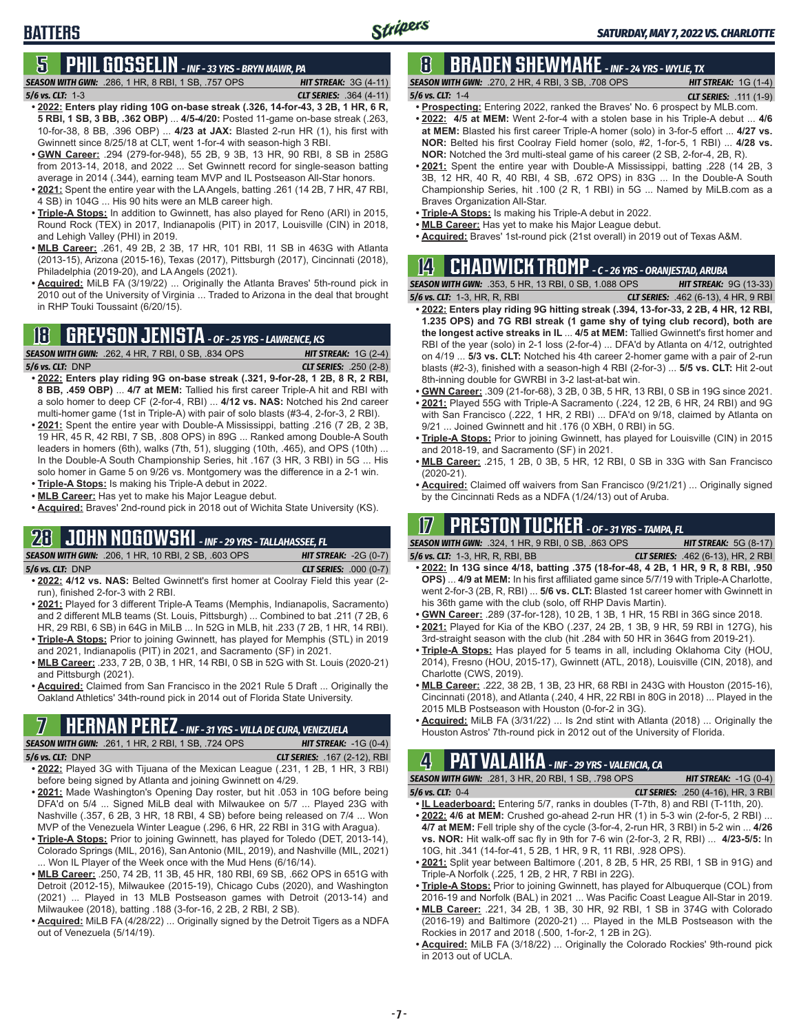# BATTERS

## 5 PHIL GOSSELIN - INF - 33 YRS - BRYN MAWR, PA

***SEASON WITH GWN:*** .286, 1 HR, 8 RBI, 1 SB, .757 OPS — ***HIT STREAK:*** 3G (4-11)
***5/6 vs. CLT:*** 1-3 — ***CLT SERIES:*** .364 (4-11)

- **2022: Enters play riding 10G on-base streak (.326, 14-for-43, 3 2B, 1 HR, 6 R, 5 RBI, 1 SB, 3 BB, .362 OBP)** ... **4/5-4/20:** Posted 11-game on-base streak (.263, 10-for-38, 8 BB, .396 OBP) ... **4/23 at JAX:** Blasted 2-run HR (1), his first with Gwinnett since 8/25/18 at CLT, went 1-for-4 with season-high 3 RBI.
- **GWN Career:** .294 (279-for-948), 55 2B, 9 3B, 13 HR, 90 RBI, 8 SB in 258G from 2013-14, 2018, and 2022 ... Set Gwinnett record for single-season batting average in 2014 (.344), earning team MVP and IL Postseason All-Star honors.
- **2021:** Spent the entire year with the LA Angels, batting .261 (14 2B, 7 HR, 47 RBI, 4 SB) in 104G ... His 90 hits were an MLB career high.
- **Triple-A Stops:** In addition to Gwinnett, has also played for Reno (ARI) in 2015, Round Rock (TEX) in 2017, Indianapolis (PIT) in 2017, Louisville (CIN) in 2018, and Lehigh Valley (PHI) in 2019.
- **MLB Career:** .261, 49 2B, 2 3B, 17 HR, 101 RBI, 11 SB in 463G with Atlanta (2013-15), Arizona (2015-16), Texas (2017), Pittsburgh (2017), Cincinnati (2018), Philadelphia (2019-20), and LA Angels (2021).
- **Acquired:** MiLB FA (3/19/22) ... Originally the Atlanta Braves' 5th-round pick in 2010 out of the University of Virginia ... Traded to Arizona in the deal that brought in RHP Touki Toussaint (6/20/15).

## 18 GREYSON JENISTA - OF - 25 YRS - LAWRENCE, KS

***SEASON WITH GWN:*** .262, 4 HR, 7 RBI, 0 SB, .834 OPS — ***HIT STREAK:*** 1G (2-4)
***5/6 vs. CLT:*** DNP — ***CLT SERIES:*** .250 (2-8)

- **2022: Enters play riding 9G on-base streak (.321, 9-for-28, 1 2B, 8 R, 2 RBI, 8 BB, .459 OBP)** ... **4/7 at MEM:** Tallied his first career Triple-A hit and RBI with a solo homer to deep CF (2-for-4, RBI) ... **4/12 vs. NAS:** Notched his 2nd career multi-homer game (1st in Triple-A) with pair of solo blasts (#3-4, 2-for-3, 2 RBI).
- **2021:** Spent the entire year with Double-A Mississippi, batting .216 (7 2B, 2 3B, 19 HR, 45 R, 42 RBI, 7 SB, .808 OPS) in 89G ... Ranked among Double-A South leaders in homers (6th), walks (7th, 51), slugging (10th, .465), and OPS (10th) ... In the Double-A South Championship Series, hit .167 (3 HR, 3 RBI) in 5G ... His solo homer in Game 5 on 9/26 vs. Montgomery was the difference in a 2-1 win.
- **Triple-A Stops:** Is making his Triple-A debut in 2022.
- **MLB Career:** Has yet to make his Major League debut.
- **Acquired:** Braves' 2nd-round pick in 2018 out of Wichita State University (KS).

## 28 JOHN NOGOWSKI - INF - 29 YRS - TALLAHASSEE, FL

***SEASON WITH GWN:*** .206, 1 HR, 10 RBI, 2 SB, .603 OPS — ***HIT STREAK:*** -2G (0-7)
***5/6 vs. CLT:*** DNP — ***CLT SERIES:*** .000 (0-7)

- **2022: 4/12 vs. NAS:** Belted Gwinnett's first homer at Coolray Field this year (2-run), finished 2-for-3 with 2 RBI.
- **2021:** Played for 3 different Triple-A Teams (Memphis, Indianapolis, Sacramento) and 2 different MLB teams (St. Louis, Pittsburgh) ... Combined to bat .211 (7 2B, 6 HR, 29 RBI, 6 SB) in 64G in MiLB ... In 52G in MLB, hit .233 (7 2B, 1 HR, 14 RBI).
- **Triple-A Stops:** Prior to joining Gwinnett, has played for Memphis (STL) in 2019 and 2021, Indianapolis (PIT) in 2021, and Sacramento (SF) in 2021.
- **MLB Career:** .233, 7 2B, 0 3B, 1 HR, 14 RBI, 0 SB in 52G with St. Louis (2020-21) and Pittsburgh (2021).
- **Acquired:** Claimed from San Francisco in the 2021 Rule 5 Draft ... Originally the Oakland Athletics' 34th-round pick in 2014 out of Florida State University.

## 7 HERNAN PEREZ - INF - 31 YRS - VILLA DE CURA, VENEZUELA

***SEASON WITH GWN:*** .261, 1 HR, 2 RBI, 1 SB, .724 OPS — ***HIT STREAK:*** -1G (0-4)
***5/6 vs. CLT:*** DNP — ***CLT SERIES:*** .167 (2-12), RBI

- **2022:** Played 3G with Tijuana of the Mexican League (.231, 1 2B, 1 HR, 3 RBI) before being signed by Atlanta and joining Gwinnett on 4/29.
- **2021:** Made Washington's Opening Day roster, but hit .053 in 10G before being DFA'd on 5/4 ... Signed MiLB deal with Milwaukee on 5/7 ... Played 23G with Nashville (.357, 6 2B, 3 HR, 18 RBI, 4 SB) before being released on 7/4 ... Won MVP of the Venezuela Winter League (.296, 6 HR, 22 RBI in 31G with Aragua).
- **Triple-A Stops:** Prior to joining Gwinnett, has played for Toledo (DET, 2013-14), Colorado Springs (MIL, 2016), San Antonio (MIL, 2019), and Nashville (MIL, 2021) ... Won IL Player of the Week once with the Mud Hens (6/16/14).
- **MLB Career:** .250, 74 2B, 11 3B, 45 HR, 180 RBI, 69 SB, .662 OPS in 651G with Detroit (2012-15), Milwaukee (2015-19), Chicago Cubs (2020), and Washington (2021) ... Played in 13 MLB Postseason games with Detroit (2013-14) and Milwaukee (2018), batting .188 (3-for-16, 2 2B, 2 RBI, 2 SB).
- **Acquired:** MiLB FA (4/28/22) ... Originally signed by the Detroit Tigers as a NDFA out of Venezuela (5/14/19).

## 8 BRADEN SHEWMAKE - INF - 24 YRS - WYLIE, TX

***SEASON WITH GWN:*** .270, 2 HR, 4 RBI, 3 SB, .708 OPS — ***HIT STREAK:*** 1G (1-4)
***5/6 vs. CLT:*** 1-4 — ***CLT SERIES:*** .111 (1-9)

- **Prospecting:** Entering 2022, ranked the Braves' No. 6 prospect by MLB.com.
- **2022: 4/5 at MEM:** Went 2-for-4 with a stolen base in his Triple-A debut ... **4/6 at MEM:** Blasted his first career Triple-A homer (solo) in 3-for-5 effort ... **4/27 vs. NOR:** Belted his first Coolray Field homer (solo, #2, 1-for-5, 1 RBI) ... **4/28 vs. NOR:** Notched the 3rd multi-steal game of his career (2 SB, 2-for-4, 2B, R).
- **2021:** Spent the entire year with Double-A Mississippi, batting .228 (14 2B, 3 3B, 12 HR, 40 R, 40 RBI, 4 SB, .672 OPS) in 83G ... In the Double-A South Championship Series, hit .100 (2 R, 1 RBI) in 5G ... Named by MiLB.com as a Braves Organization All-Star.
- **Triple-A Stops:** Is making his Triple-A debut in 2022.
- **MLB Career:** Has yet to make his Major League debut.
- **Acquired:** Braves' 1st-round pick (21st overall) in 2019 out of Texas A&M.

## 14 CHADWICK TROMP - C - 26 YRS - ORANJESTAD, ARUBA

***SEASON WITH GWN:*** .353, 5 HR, 13 RBI, 0 SB, 1.088 OPS — ***HIT STREAK:*** 9G (13-33)
***5/6 vs. CLT:*** 1-3, HR, R, RBI — ***CLT SERIES:*** .462 (6-13), 4 HR, 9 RBI

- **2022: Enters play riding 9G hitting streak (.394, 13-for-33, 2 2B, 4 HR, 12 RBI, 1.235 OPS) and 7G RBI streak (1 game shy of tying club record), both are the longest active streaks in IL** ... **4/5 at MEM:** Tallied Gwinnett's first homer and RBI of the year (solo) in 2-1 loss (2-for-4) ... DFA'd by Atlanta on 4/12, outrighted on 4/19 ... **5/3 vs. CLT:** Notched his 4th career 2-homer game with a pair of 2-run blasts (#2-3), finished with a season-high 4 RBI (2-for-3) ... **5/5 vs. CLT:** Hit 2-out 8th-inning double for GWRBI in 3-2 last-at-bat win.
- **GWN Career:** .309 (21-for-68), 3 2B, 0 3B, 5 HR, 13 RBI, 0 SB in 19G since 2021.
- **2021:** Played 55G with Triple-A Sacramento (.224, 12 2B, 6 HR, 24 RBI) and 9G with San Francisco (.222, 1 HR, 2 RBI) ... DFA'd on 9/18, claimed by Atlanta on 9/21 ... Joined Gwinnett and hit .176 (0 XBH, 0 RBI) in 5G.
- **Triple-A Stops:** Prior to joining Gwinnett, has played for Louisville (CIN) in 2015 and 2018-19, and Sacramento (SF) in 2021.
- **MLB Career:** .215, 1 2B, 0 3B, 5 HR, 12 RBI, 0 SB in 33G with San Francisco (2020-21).
- **Acquired:** Claimed off waivers from San Francisco (9/21/21) ... Originally signed by the Cincinnati Reds as a NDFA (1/24/13) out of Aruba.

## 17 PRESTON TUCKER - OF - 31 YRS - TAMPA, FL

***SEASON WITH GWN:*** .324, 1 HR, 9 RBI, 0 SB, .863 OPS — ***HIT STREAK:*** 5G (8-17)
***5/6 vs. CLT:*** 1-3, HR, R, RBI, BB — ***CLT SERIES:*** .462 (6-13), HR, 2 RBI

- **2022: In 13G since 4/18, batting .375 (18-for-48, 4 2B, 1 HR, 9 R, 8 RBI, .950 OPS)** ... **4/9 at MEM:** In his first affiliated game since 5/7/19 with Triple-A Charlotte, went 2-for-3 (2B, R, RBI) ... **5/6 vs. CLT:** Blasted 1st career homer with Gwinnett in his 36th game with the club (solo, off RHP Davis Martin).
- **GWN Career:** .289 (37-for-128), 10 2B, 1 3B, 1 HR, 15 RBI in 36G since 2018.
- **2021:** Played for Kia of the KBO (.237, 24 2B, 1 3B, 9 HR, 59 RBI in 127G), his 3rd-straight season with the club (hit .284 with 50 HR in 364G from 2019-21).
- **Triple-A Stops:** Has played for 5 teams in all, including Oklahoma City (HOU, 2014), Fresno (HOU, 2015-17), Gwinnett (ATL, 2018), Louisville (CIN, 2018), and Charlotte (CWS, 2019).
- **MLB Career:** .222, 38 2B, 1 3B, 23 HR, 68 RBI in 243G with Houston (2015-16), Cincinnati (2018), and Atlanta (.240, 4 HR, 22 RBI in 80G in 2018) ... Played in the 2015 MLB Postseason with Houston (0-for-2 in 3G).
- **Acquired:** MiLB FA (3/31/22) ... Is 2nd stint with Atlanta (2018) ... Originally the Houston Astros' 7th-round pick in 2012 out of the University of Florida.

## 4 PAT VALAIKA - INF - 29 YRS - VALENCIA, CA

***SEASON WITH GWN:*** .281, 3 HR, 20 RBI, 1 SB, .798 OPS — ***HIT STREAK:*** -1G (0-4)
***5/6 vs. CLT:*** 0-4 — ***CLT SERIES:*** .250 (4-16), HR, 3 RBI

- **IL Leaderboard:** Entering 5/7, ranks in doubles (T-7th, 8) and RBI (T-11th, 20).
- **2022: 4/6 at MEM:** Crushed go-ahead 2-run HR (1) in 5-3 win (2-for-5, 2 RBI) ... **4/7 at MEM:** Fell triple shy of the cycle (3-for-4, 2-run HR, 3 RBI) in 5-2 win ... **4/26 vs. NOR:** Hit walk-off sac fly in 9th for 7-6 win (2-for-3, 2 R, RBI) ... **4/23-5/5:** In 10G, hit .341 (14-for-41, 5 2B, 1 HR, 9 R, 11 RBI, .928 OPS).
- **2021:** Split year between Baltimore (.201, 8 2B, 5 HR, 25 RBI, 1 SB in 91G) and Triple-A Norfolk (.225, 1 2B, 2 HR, 7 RBI in 22G).
- **Triple-A Stops:** Prior to joining Gwinnett, has played for Albuquerque (COL) from 2016-19 and Norfolk (BAL) in 2021 ... Was Pacific Coast League All-Star in 2019.
- **MLB Career:** .221, 34 2B, 1 3B, 30 HR, 92 RBI, 1 SB in 374G with Colorado (2016-19) and Baltimore (2020-21) ... Played in the MLB Postseason with the Rockies in 2017 and 2018 (.500, 1-for-2, 1 2B in 2G).
- **Acquired:** MiLB FA (3/18/22) ... Originally the Colorado Rockies' 9th-round pick in 2013 out of UCLA.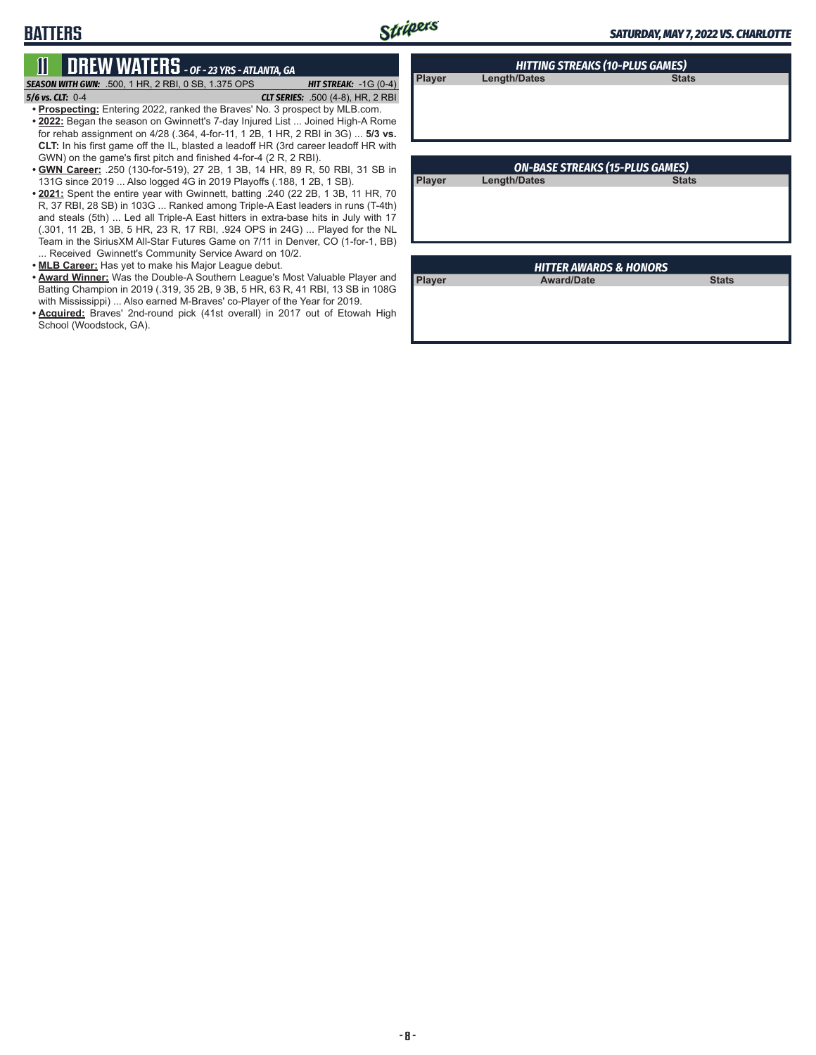## BATTERS

# 11 DREW WATERS - OF - 23 YRS - ATLANTA, GA

***SEASON WITH GWN:*** .500, 1 HR, 2 RBI, 0 SB, 1.375 OPS ***HIT STREAK:*** -1G (0-4)

***5/6 vs. CLT:*** 0-4 ***CLT SERIES:*** .500 (4-8), HR, 2 RBI

- **Prospecting:** Entering 2022, ranked the Braves' No. 3 prospect by MLB.com.
- **2022:** Began the season on Gwinnett's 7-day Injured List ... Joined High-A Rome for rehab assignment on 4/28 (.364, 4-for-11, 1 2B, 1 HR, 2 RBI in 3G) ... **5/3 vs. CLT:** In his first game off the IL, blasted a leadoff HR (3rd career leadoff HR with GWN) on the game's first pitch and finished 4-for-4 (2 R, 2 RBI).
- **GWN Career:** .250 (130-for-519), 27 2B, 1 3B, 14 HR, 89 R, 50 RBI, 31 SB in 131G since 2019 ... Also logged 4G in 2019 Playoffs (.188, 1 2B, 1 SB).
- **2021:** Spent the entire year with Gwinnett, batting .240 (22 2B, 1 3B, 11 HR, 70 R, 37 RBI, 28 SB) in 103G ... Ranked among Triple-A East leaders in runs (T-4th) and steals (5th) ... Led all Triple-A East hitters in extra-base hits in July with 17 (.301, 11 2B, 1 3B, 5 HR, 23 R, 17 RBI, .924 OPS in 24G) ... Played for the NL Team in the SiriusXM All-Star Futures Game on 7/11 in Denver, CO (1-for-1, BB) ... Received Gwinnett's Community Service Award on 10/2.
- **MLB Career:** Has yet to make his Major League debut.
- **Award Winner:** Was the Double-A Southern League's Most Valuable Player and Batting Champion in 2019 (.319, 35 2B, 9 3B, 5 HR, 63 R, 41 RBI, 13 SB in 108G with Mississippi) ... Also earned M-Braves' co-Player of the Year for 2019.
- **Acquired:** Braves' 2nd-round pick (41st overall) in 2017 out of Etowah High School (Woodstock, GA).

### HITTING STREAKS (10-PLUS GAMES)

| Player | Length/Dates | Stats |
|---|---|---|

### ON-BASE STREAKS (15-PLUS GAMES)

| Player | Length/Dates | Stats |
|---|---|---|

### HITTER AWARDS & HONORS

| Player | Award/Date | Stats |
|---|---|---|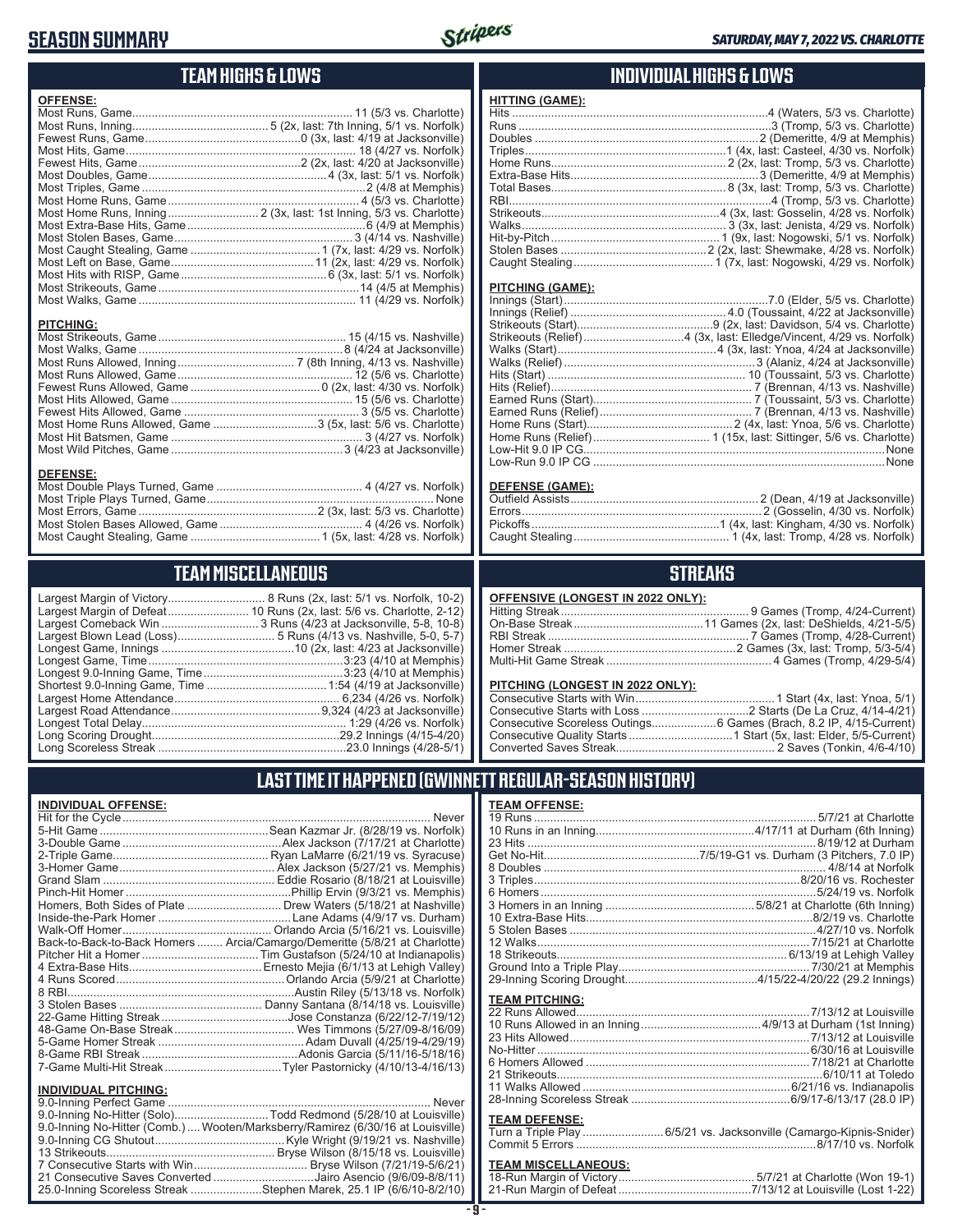# SEASON SUMMARY

*SATURDAY, MAY 7, 2022 VS. CHARLOTTE*

## TEAM HIGHS & LOWS

**OFFENSE:**

| | |
|---|---|
| Most Runs, Game | 11 (5/3 vs. Charlotte) |
| Most Runs, Inning | 5 (2x, last: 7th Inning, 5/1 vs. Norfolk) |
| Fewest Runs, Game | 0 (3x, last: 4/19 at Jacksonville) |
| Most Hits, Game | 18 (4/27 vs. Norfolk) |
| Fewest Hits, Game | 2 (2x, last: 4/20 at Jacksonville) |
| Most Doubles, Game | 4 (3x, last: 5/1 vs. Norfolk) |
| Most Triples, Game | 2 (4/8 at Memphis) |
| Most Home Runs, Game | 4 (5/3 vs. Charlotte) |
| Most Home Runs, Inning | 2 (3x, last: 1st Inning, 5/3 vs. Charlotte) |
| Most Extra-Base Hits, Game | 6 (4/9 at Memphis) |
| Most Stolen Bases, Game | 3 (4/14 vs. Nashville) |
| Most Caught Stealing, Game | 1 (7x, last: 4/29 vs. Norfolk) |
| Most Left on Base, Game | 11 (2x, last: 4/29 vs. Norfolk) |
| Most Hits with RISP, Game | 6 (3x, last: 5/1 vs. Norfolk) |
| Most Strikeouts, Game | 14 (4/5 at Memphis) |
| Most Walks, Game | 11 (4/29 vs. Norfolk) |

**PITCHING:**

| | |
|---|---|
| Most Strikeouts, Game | 15 (4/15 vs. Nashville) |
| Most Walks, Game | 8 (4/24 at Jacksonville) |
| Most Runs Allowed, Inning | 7 (8th Inning, 4/13 vs. Nashville) |
| Most Runs Allowed, Game | 12 (5/6 vs. Charlotte) |
| Fewest Runs Allowed, Game | 0 (2x, last: 4/30 vs. Norfolk) |
| Most Hits Allowed, Game | 15 (5/6 vs. Charlotte) |
| Fewest Hits Allowed, Game | 3 (5/5 vs. Charlotte) |
| Most Home Runs Allowed, Game | 3 (5x, last: 5/6 vs. Charlotte) |
| Most Hit Batsmen, Game | 3 (4/27 vs. Norfolk) |
| Most Wild Pitches, Game | 3 (4/23 at Jacksonville) |

**DEFENSE:**

| | |
|---|---|
| Most Double Plays Turned, Game | 4 (4/27 vs. Norfolk) |
| Most Triple Plays Turned, Game | None |
| Most Errors, Game | 2 (3x, last: 5/3 vs. Charlotte) |
| Most Stolen Bases Allowed, Game | 4 (4/26 vs. Norfolk) |
| Most Caught Stealing, Game | 1 (5x, last: 4/28 vs. Norfolk) |

## INDIVIDUAL HIGHS & LOWS

**HITTING (GAME):**

| | |
|---|---|
| Hits | 4 (Waters, 5/3 vs. Charlotte) |
| Runs | 3 (Tromp, 5/3 vs. Charlotte) |
| Doubles | 2 (Demeritte, 4/9 at Memphis) |
| Triples | 1 (4x, last: Casteel, 4/30 vs. Norfolk) |
| Home Runs | 2 (2x, last: Tromp, 5/3 vs. Charlotte) |
| Extra-Base Hits | 3 (Demeritte, 4/9 at Memphis) |
| Total Bases | 8 (3x, last: Tromp, 5/3 vs. Charlotte) |
| RBI | 4 (Tromp, 5/3 vs. Charlotte) |
| Strikeouts | 4 (3x, last: Gosselin, 4/28 vs. Norfolk) |
| Walks | 3 (3x, last: Jenista, 4/29 vs. Norfolk) |
| Hit-by-Pitch | 1 (9x, last: Nogowski, 5/1 vs. Norfolk) |
| Stolen Bases | 2 (2x, last: Shewmake, 4/28 vs. Norfolk) |
| Caught Stealing | 1 (7x, last: Nogowski, 4/29 vs. Norfolk) |

**PITCHING (GAME):**

| | |
|---|---|
| Innings (Start) | 7.0 (Elder, 5/5 vs. Charlotte) |
| Innings (Relief) | 4.0 (Toussaint, 4/22 at Jacksonville) |
| Strikeouts (Start) | 9 (2x, last: Davidson, 5/4 vs. Charlotte) |
| Strikeouts (Relief) | 4 (3x, last: Elledge/Vincent, 4/29 vs. Norfolk) |
| Walks (Start) | 4 (3x, last: Ynoa, 4/24 at Jacksonville) |
| Walks (Relief) | 3 (Alaniz, 4/24 at Jacksonville) |
| Hits (Start) | 10 (Toussaint, 5/3 vs. Charlotte) |
| Hits (Relief) | 7 (Brennan, 4/13 vs. Nashville) |
| Earned Runs (Start) | 7 (Toussaint, 5/3 vs. Charlotte) |
| Earned Runs (Relief) | 7 (Brennan, 4/13 vs. Nashville) |
| Home Runs (Start) | 2 (4x, last: Ynoa, 5/6 vs. Charlotte) |
| Home Runs (Relief) | 1 (15x, last: Sittinger, 5/6 vs. Charlotte) |
| Low-Hit 9.0 IP CG | None |
| Low-Run 9.0 IP CG | None |

**DEFENSE (GAME):**

| | |
|---|---|
| Outfield Assists | 2 (Dean, 4/19 at Jacksonville) |
| Errors | 2 (Gosselin, 4/30 vs. Norfolk) |
| Pickoffs | 1 (4x, last: Kingham, 4/30 vs. Norfolk) |
| Caught Stealing | 1 (4x, last: Tromp, 4/28 vs. Norfolk) |

## TEAM MISCELLANEOUS

| | |
|---|---|
| Largest Margin of Victory | 8 Runs (2x, last: 5/1 vs. Norfolk, 10-2) |
| Largest Margin of Defeat | 10 Runs (2x, last: 5/6 vs. Charlotte, 2-12) |
| Largest Comeback Win | 3 Runs (4/23 at Jacksonville, 5-8, 10-8) |
| Largest Blown Lead (Loss) | 5 Runs (4/13 vs. Nashville, 5-0, 5-7) |
| Longest Game, Innings | 10 (2x, last: 4/23 at Jacksonville) |
| Longest Game, Time | 3:23 (4/10 at Memphis) |
| Longest 9.0-Inning Game, Time | 3:23 (4/10 at Memphis) |
| Shortest 9.0-Inning Game, Time | 1:54 (4/19 at Jacksonville) |
| Largest Home Attendance | 6,234 (4/26 vs. Norfolk) |
| Largest Road Attendance | 9,324 (4/23 at Jacksonville) |
| Longest Total Delay | 1:29 (4/26 vs. Norfolk) |
| Long Scoring Drought | 29.2 Innings (4/15-4/20) |
| Long Scoreless Streak | 23.0 Innings (4/28-5/1) |

## STREAKS

**OFFENSIVE (LONGEST IN 2022 ONLY):**

| | |
|---|---|
| Hitting Streak | 9 Games (Tromp, 4/24-Current) |
| On-Base Streak | 11 Games (2x, last: DeShields, 4/21-5/5) |
| RBI Streak | 7 Games (Tromp, 4/28-Current) |
| Homer Streak | 2 Games (3x, last: Tromp, 5/3-5/4) |
| Multi-Hit Game Streak | 4 Games (Tromp, 4/29-5/4) |

**PITCHING (LONGEST IN 2022 ONLY):**

| | |
|---|---|
| Consecutive Starts with Win | 1 Start (4x, last: Ynoa, 5/1) |
| Consecutive Starts with Loss | 2 Starts (De La Cruz, 4/14-4/21) |
| Consecutive Scoreless Outings | 6 Games (Brach, 8.2 IP, 4/15-Current) |
| Consecutive Quality Starts | 1 Start (5x, last: Elder, 5/5-Current) |
| Converted Saves Streak | 2 Saves (Tonkin, 4/6-4/10) |

## LAST TIME IT HAPPENED (GWINNETT REGULAR-SEASON HISTORY)

**INDIVIDUAL OFFENSE:**

| | |
|---|---|
| Hit for the Cycle | Never |
| 5-Hit Game | Sean Kazmar Jr. (8/28/19 vs. Norfolk) |
| 3-Double Game | Alex Jackson (7/17/21 at Charlotte) |
| 2-Triple Game | Ryan LaMarre (6/21/19 vs. Syracuse) |
| 3-Homer Game | Alex Jackson (5/27/21 vs. Memphis) |
| Grand Slam | Eddie Rosario (8/18/21 at Louisville) |
| Pinch-Hit Homer | Phillip Ervin (9/3/21 vs. Memphis) |
| Homers, Both Sides of Plate | Drew Waters (5/18/21 at Nashville) |
| Inside-the-Park Homer | Lane Adams (4/9/17 vs. Durham) |
| Walk-Off Homer | Orlando Arcia (5/16/21 vs. Louisville) |
| Back-to-Back-to-Back Homers | Arcia/Camargo/Demeritte (5/8/21 at Charlotte) |
| Pitcher Hit a Homer | Tim Gustafson (5/24/10 at Indianapolis) |
| 4 Extra-Base Hits | Ernesto Mejia (6/1/13 at Lehigh Valley) |
| 4 Runs Scored | Orlando Arcia (5/9/21 at Charlotte) |
| 8 RBI | Austin Riley (5/13/18 vs. Norfolk) |
| 3 Stolen Bases | Danny Santana (8/14/18 vs. Louisville) |
| 22-Game Hitting Streak | Jose Constanza (6/22/12-7/19/12) |
| 48-Game On-Base Streak | Wes Timmons (5/27/09-8/16/09) |
| 5-Game Homer Streak | Adam Duvall (4/25/19-4/29/19) |
| 8-Game RBI Streak | Adonis Garcia (5/11/16-5/18/16) |
| 7-Game Multi-Hit Streak | Tyler Pastornicky (4/10/13-4/16/13) |

**INDIVIDUAL PITCHING:**

| | |
|---|---|
| 9.0-Inning Perfect Game | Never |
| 9.0-Inning No-Hitter (Solo) | Todd Redmond (5/28/10 at Louisville) |
| 9.0-Inning No-Hitter (Comb.) | Wooten/Marksberry/Ramirez (6/30/16 at Louisville) |
| 9.0-Inning CG Shutout | Kyle Wright (9/19/21 vs. Nashville) |
| 13 Strikeouts | Bryse Wilson (8/15/18 vs. Louisville) |
| 7 Consecutive Starts with Win | Bryse Wilson (7/21/19-5/6/21) |
| 21 Consecutive Saves Converted | Jairo Asencio (9/6/09-8/8/11) |
| 25.0-Inning Scoreless Streak | Stephen Marek, 25.1 IP (6/6/10-8/2/10) |

**TEAM OFFENSE:**

| | |
|---|---|
| 19 Runs | 5/7/21 at Charlotte |
| 10 Runs in an Inning | 4/17/11 at Durham (6th Inning) |
| 23 Hits | 8/19/12 at Durham |
| Get No-Hit | 7/5/19-G1 vs. Durham (3 Pitchers, 7.0 IP) |
| 8 Doubles | 4/8/14 at Norfolk |
| 3 Triples | 8/20/16 vs. Rochester |
| 6 Homers | 5/24/19 vs. Norfolk |
| 3 Homers in an Inning | 5/8/21 at Charlotte (6th Inning) |
| 10 Extra-Base Hits | 8/2/19 vs. Charlotte |
| 5 Stolen Bases | 4/27/10 vs. Norfolk |
| 12 Walks | 7/15/21 at Charlotte |
| 18 Strikeouts | 6/13/19 at Lehigh Valley |
| Ground Into a Triple Play | 7/30/21 at Memphis |
| 29-Inning Scoring Drought | 4/15/22-4/20/22 (29.2 Innings) |

**TEAM PITCHING:**

| | |
|---|---|
| 22 Runs Allowed | 7/13/12 at Louisville |
| 10 Runs Allowed in an Inning | 4/9/13 at Durham (1st Inning) |
| 23 Hits Allowed | 7/13/12 at Louisville |
| No-Hitter | 6/30/16 at Louisville |
| 6 Homers Allowed | 7/18/21 at Charlotte |
| 21 Strikeouts | 6/10/11 at Toledo |
| 11 Walks Allowed | 6/21/16 vs. Indianapolis |
| 28-Inning Scoreless Streak | 6/9/17-6/13/17 (28.0 IP) |

**TEAM DEFENSE:**

| | |
|---|---|
| Turn a Triple Play | 6/5/21 vs. Jacksonville (Camargo-Kipnis-Snider) |
| Commit 5 Errors | 8/17/10 vs. Norfolk |

**TEAM MISCELLANEOUS:**

| | |
|---|---|
| 18-Run Margin of Victory | 5/7/21 at Charlotte (Won 19-1) |
| 21-Run Margin of Defeat | 7/13/12 at Louisville (Lost 1-22) |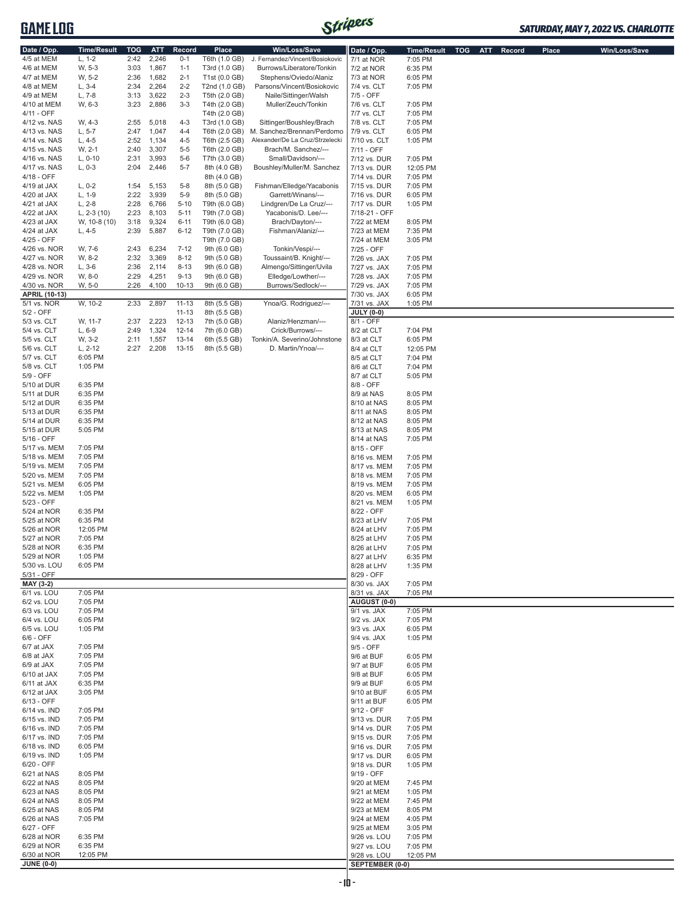## GAME LOG

**SATURDAY, MAY 7, 2022 VS. CHARLOTTE**

| Date / Opp. | Time/Result | TOG | ATT | Record | Place | Win/Loss/Save |
|---|---|---|---|---|---|---|
| 4/5 at MEM | L, 1-2 | 2:42 | 2,246 | 0-1 | T6th (1.0 GB) | J. Fernandez/Vincent/Bosiokovic |
| 4/6 at MEM | W, 5-3 | 3:03 | 1,867 | 1-1 | T3rd (1.0 GB) | Burrows/Liberatore/Tonkin |
| 4/7 at MEM | W, 5-2 | 2:36 | 1,682 | 2-1 | T1st (0.0 GB) | Stephens/Oviedo/Alaniz |
| 4/8 at MEM | L, 3-4 | 2:34 | 2,264 | 2-2 | T2nd (1.0 GB) | Parsons/Vincent/Bosiokovic |
| 4/9 at MEM | L, 7-8 | 3:13 | 3,622 | 2-3 | T5th (2.0 GB) | Naile/Sittinger/Walsh |
| 4/10 at MEM | W, 6-3 | 3:23 | 2,886 | 3-3 | T4th (2.0 GB) | Muller/Zeuch/Tonkin |
| 4/11 - OFF | | | | | T4th (2.0 GB) | |
| 4/12 vs. NAS | W, 4-3 | 2:55 | 5,018 | 4-3 | T3rd (1.0 GB) | Sittinger/Boushley/Brach |
| 4/13 vs. NAS | L, 5-7 | 2:47 | 1,047 | 4-4 | T6th (2.0 GB) | M. Sanchez/Brennan/Perdomo |
| 4/14 vs. NAS | L, 4-5 | 2:52 | 1,134 | 4-5 | T6th (2.5 GB) | Alexander/De La Cruz/Strzelecki |
| 4/15 vs. NAS | W, 2-1 | 2:40 | 3,307 | 5-5 | T6th (2.0 GB) | Brach/M. Sanchez/--- |
| 4/16 vs. NAS | L, 0-10 | 2:31 | 3,993 | 5-6 | T7th (3.0 GB) | Small/Davidson/--- |
| 4/17 vs. NAS | L, 0-3 | 2:04 | 2,446 | 5-7 | 8th (4.0 GB) | Boushley/Muller/M. Sanchez |
| 4/18 - OFF | | | | | 8th (4.0 GB) | |
| 4/19 at JAX | L, 0-2 | 1:54 | 5,153 | 5-8 | 8th (5.0 GB) | Fishman/Elledge/Yacabonis |
| 4/20 at JAX | L, 1-9 | 2:22 | 3,939 | 5-9 | 8th (5.0 GB) | Garrett/Winans/--- |
| 4/21 at JAX | L, 2-8 | 2:28 | 6,766 | 5-10 | T9th (6.0 GB) | Lindgren/De La Cruz/--- |
| 4/22 at JAX | L, 2-3 (10) | 2:23 | 8,103 | 5-11 | T9th (7.0 GB) | Yacabonis/D. Lee/--- |
| 4/23 at JAX | W, 10-8 (10) | 3:18 | 9,324 | 6-11 | T9th (6.0 GB) | Brach/Dayton/--- |
| 4/24 at JAX | L, 4-5 | 2:39 | 5,887 | 6-12 | T9th (7.0 GB) | Fishman/Alaniz/--- |
| 4/25 - OFF | | | | | T9th (7.0 GB) | |
| 4/26 vs. NOR | W, 7-6 | 2:43 | 6,234 | 7-12 | 9th (6.0 GB) | Tonkin/Vespi/--- |
| 4/27 vs. NOR | W, 8-2 | 2:32 | 3,369 | 8-12 | 9th (5.0 GB) | Toussaint/B. Knight/--- |
| 4/28 vs. NOR | L, 3-6 | 2:36 | 2,114 | 8-13 | 9th (6.0 GB) | Almengo/Sittinger/Uvila |
| 4/29 vs. NOR | W, 8-0 | 2:29 | 4,251 | 9-13 | 9th (6.0 GB) | Elledge/Lowther/--- |
| 4/30 vs. NOR | W, 5-0 | 2:26 | 4,100 | 10-13 | 9th (6.0 GB) | Burrows/Sedlock/--- |
| **APRIL (10-13)** | | | | | | |
| 5/1 vs. NOR | W, 10-2 | 2:33 | 2,897 | 11-13 | 8th (5.5 GB) | Ynoa/G. Rodriguez/--- |
| 5/2 - OFF | | | | 11-13 | 8th (5.5 GB) | |
| 5/3 vs. CLT | W, 11-7 | 2:37 | 2,223 | 12-13 | 7th (5.0 GB) | Alaniz/Henzman/--- |
| 5/4 vs. CLT | L, 6-9 | 2:49 | 1,324 | 12-14 | 7th (6.0 GB) | Crick/Burrows/--- |
| 5/5 vs. CLT | W, 3-2 | 2:11 | 1,557 | 13-14 | 6th (5.5 GB) | Tonkin/A. Severino/Johnstone |
| 5/6 vs. CLT | L, 2-12 | 2:27 | 2,208 | 13-15 | 8th (5.5 GB) | D. Martin/Ynoa/--- |
| 5/7 vs. CLT | 6:05 PM | | | | | |
| 5/8 vs. CLT | 1:05 PM | | | | | |
| 5/9 - OFF | | | | | | |
| 5/10 at DUR | 6:35 PM | | | | | |
| 5/11 at DUR | 6:35 PM | | | | | |
| 5/12 at DUR | 6:35 PM | | | | | |
| 5/13 at DUR | 6:35 PM | | | | | |
| 5/14 at DUR | 6:35 PM | | | | | |
| 5/15 at DUR | 5:05 PM | | | | | |
| 5/16 - OFF | | | | | | |
| 5/17 vs. MEM | 7:05 PM | | | | | |
| 5/18 vs. MEM | 7:05 PM | | | | | |
| 5/19 vs. MEM | 7:05 PM | | | | | |
| 5/20 vs. MEM | 7:05 PM | | | | | |
| 5/21 vs. MEM | 6:05 PM | | | | | |
| 5/22 vs. MEM | 1:05 PM | | | | | |
| 5/23 - OFF | | | | | | |
| 5/24 at NOR | 6:35 PM | | | | | |
| 5/25 at NOR | 6:35 PM | | | | | |
| 5/26 at NOR | 12:05 PM | | | | | |
| 5/27 at NOR | 7:05 PM | | | | | |
| 5/28 at NOR | 6:35 PM | | | | | |
| 5/29 at NOR | 1:05 PM | | | | | |
| 5/30 vs. LOU | 6:05 PM | | | | | |
| 5/31 - OFF | | | | | | |
| **MAY (3-2)** | | | | | | |
| 6/1 vs. LOU | 7:05 PM | | | | | |
| 6/2 vs. LOU | 7:05 PM | | | | | |
| 6/3 vs. LOU | 7:05 PM | | | | | |
| 6/4 vs. LOU | 6:05 PM | | | | | |
| 6/5 vs. LOU | 1:05 PM | | | | | |
| 6/6 - OFF | | | | | | |
| 6/7 at JAX | 7:05 PM | | | | | |
| 6/8 at JAX | 7:05 PM | | | | | |
| 6/9 at JAX | 7:05 PM | | | | | |
| 6/10 at JAX | 7:05 PM | | | | | |
| 6/11 at JAX | 6:35 PM | | | | | |
| 6/12 at JAX | 3:05 PM | | | | | |
| 6/13 - OFF | | | | | | |
| 6/14 vs. IND | 7:05 PM | | | | | |
| 6/15 vs. IND | 7:05 PM | | | | | |
| 6/16 vs. IND | 7:05 PM | | | | | |
| 6/17 vs. IND | 7:05 PM | | | | | |
| 6/18 vs. IND | 6:05 PM | | | | | |
| 6/19 vs. IND | 1:05 PM | | | | | |
| 6/20 - OFF | | | | | | |
| 6/21 at NAS | 8:05 PM | | | | | |
| 6/22 at NAS | 8:05 PM | | | | | |
| 6/23 at NAS | 8:05 PM | | | | | |
| 6/24 at NAS | 8:05 PM | | | | | |
| 6/25 at NAS | 8:05 PM | | | | | |
| 6/26 at NAS | 7:05 PM | | | | | |
| 6/27 - OFF | | | | | | |
| 6/28 at NOR | 6:35 PM | | | | | |
| 6/29 at NOR | 6:35 PM | | | | | |
| 6/30 at NOR | 12:05 PM | | | | | |
| **JUNE (0-0)** | | | | | | |

| Date / Opp. | Time/Result | TOG | ATT | Record | Place | Win/Loss/Save |
|---|---|---|---|---|---|---|
| 7/1 at NOR | 7:05 PM | | | | | |
| 7/2 at NOR | 6:35 PM | | | | | |
| 7/3 at NOR | 6:05 PM | | | | | |
| 7/4 vs. CLT | 7:05 PM | | | | | |
| 7/5 - OFF | | | | | | |
| 7/6 vs. CLT | 7:05 PM | | | | | |
| 7/7 vs. CLT | 7:05 PM | | | | | |
| 7/8 vs. CLT | 7:05 PM | | | | | |
| 7/9 vs. CLT | 6:05 PM | | | | | |
| 7/10 vs. CLT | 1:05 PM | | | | | |
| 7/11 - OFF | | | | | | |
| 7/12 vs. DUR | 7:05 PM | | | | | |
| 7/13 vs. DUR | 12:05 PM | | | | | |
| 7/14 vs. DUR | 7:05 PM | | | | | |
| 7/15 vs. DUR | 7:05 PM | | | | | |
| 7/16 vs. DUR | 6:05 PM | | | | | |
| 7/17 vs. DUR | 1:05 PM | | | | | |
| 7/18-21 - OFF | | | | | | |
| 7/22 at MEM | 8:05 PM | | | | | |
| 7/23 at MEM | 7:35 PM | | | | | |
| 7/24 at MEM | 3:05 PM | | | | | |
| 7/25 - OFF | | | | | | |
| 7/26 vs. JAX | 7:05 PM | | | | | |
| 7/27 vs. JAX | 7:05 PM | | | | | |
| 7/28 vs. JAX | 7:05 PM | | | | | |
| 7/29 vs. JAX | 7:05 PM | | | | | |
| 7/30 vs. JAX | 6:05 PM | | | | | |
| 7/31 vs. JAX | 1:05 PM | | | | | |
| **JULY (0-0)** | | | | | | |
| 8/1 - OFF | | | | | | |
| 8/2 at CLT | 7:04 PM | | | | | |
| 8/3 at CLT | 6:05 PM | | | | | |
| 8/4 at CLT | 12:05 PM | | | | | |
| 8/5 at CLT | 7:04 PM | | | | | |
| 8/6 at CLT | 7:04 PM | | | | | |
| 8/7 at CLT | 5:05 PM | | | | | |
| 8/8 - OFF | | | | | | |
| 8/9 at NAS | 8:05 PM | | | | | |
| 8/10 at NAS | 8:05 PM | | | | | |
| 8/11 at NAS | 8:05 PM | | | | | |
| 8/12 at NAS | 8:05 PM | | | | | |
| 8/13 at NAS | 8:05 PM | | | | | |
| 8/14 at NAS | 7:05 PM | | | | | |
| 8/15 - OFF | | | | | | |
| 8/16 vs. MEM | 7:05 PM | | | | | |
| 8/17 vs. MEM | 7:05 PM | | | | | |
| 8/18 vs. MEM | 7:05 PM | | | | | |
| 8/19 vs. MEM | 7:05 PM | | | | | |
| 8/20 vs. MEM | 6:05 PM | | | | | |
| 8/21 vs. MEM | 1:05 PM | | | | | |
| 8/22 - OFF | | | | | | |
| 8/23 at LHV | 7:05 PM | | | | | |
| 8/24 at LHV | 7:05 PM | | | | | |
| 8/25 at LHV | 7:05 PM | | | | | |
| 8/26 at LHV | 7:05 PM | | | | | |
| 8/27 at LHV | 6:35 PM | | | | | |
| 8/28 at LHV | 1:35 PM | | | | | |
| 8/29 - OFF | | | | | | |
| 8/30 vs. JAX | 7:05 PM | | | | | |
| 8/31 vs. JAX | 7:05 PM | | | | | |
| **AUGUST (0-0)** | | | | | | |
| 9/1 vs. JAX | 7:05 PM | | | | | |
| 9/2 vs. JAX | 7:05 PM | | | | | |
| 9/3 vs. JAX | 6:05 PM | | | | | |
| 9/4 vs. JAX | 1:05 PM | | | | | |
| 9/5 - OFF | | | | | | |
| 9/6 at BUF | 6:05 PM | | | | | |
| 9/7 at BUF | 6:05 PM | | | | | |
| 9/8 at BUF | 6:05 PM | | | | | |
| 9/9 at BUF | 6:05 PM | | | | | |
| 9/10 at BUF | 6:05 PM | | | | | |
| 9/11 at BUF | 6:05 PM | | | | | |
| 9/12 - OFF | | | | | | |
| 9/13 vs. DUR | 7:05 PM | | | | | |
| 9/14 vs. DUR | 7:05 PM | | | | | |
| 9/15 vs. DUR | 7:05 PM | | | | | |
| 9/16 vs. DUR | 7:05 PM | | | | | |
| 9/17 vs. DUR | 6:05 PM | | | | | |
| 9/18 vs. DUR | 1:05 PM | | | | | |
| 9/19 - OFF | | | | | | |
| 9/20 at MEM | 7:45 PM | | | | | |
| 9/21 at MEM | 1:05 PM | | | | | |
| 9/22 at MEM | 7:45 PM | | | | | |
| 9/23 at MEM | 8:05 PM | | | | | |
| 9/24 at MEM | 4:05 PM | | | | | |
| 9/25 at MEM | 3:05 PM | | | | | |
| 9/26 vs. LOU | 7:05 PM | | | | | |
| 9/27 vs. LOU | 7:05 PM | | | | | |
| 9/28 vs. LOU | 12:05 PM | | | | | |
| **SEPTEMBER (0-0)** | | | | | | |